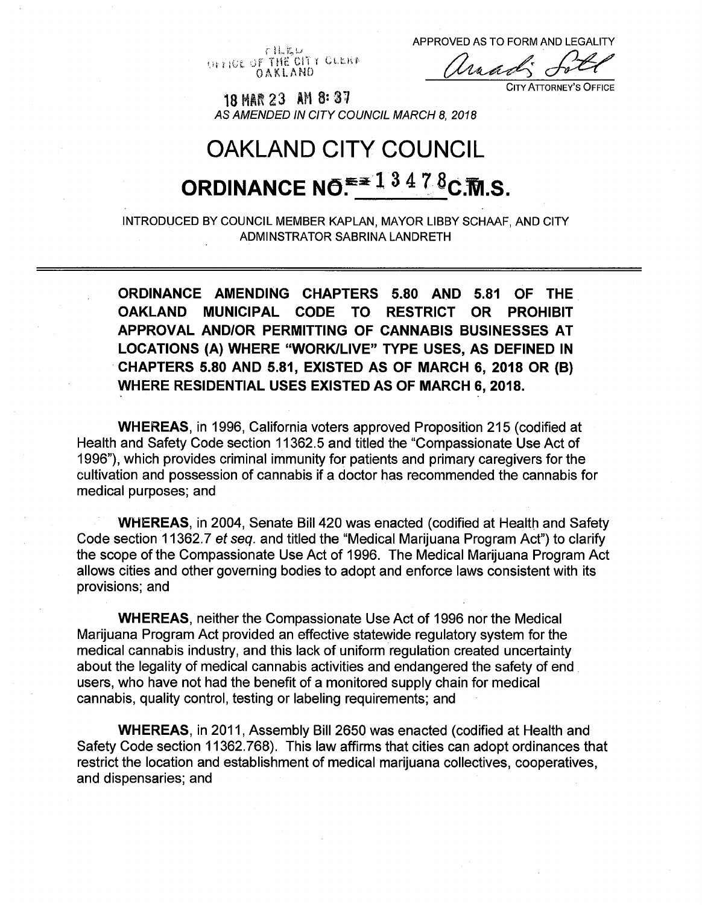FILED
OFFICE OF THE CITY CLERK
OAKLAND

APPROVED AS TO FORM AND LEGALITY

CITY ATTORNEY'S OFFICE

18 MAR 23 AM 8: 37

*AS AMENDED IN CITY COUNCIL MARCH 8, 2018*

# OAKLAND CITY COUNCIL

## ORDINANCE NO. 13478 C.M.S.

INTRODUCED BY COUNCIL MEMBER KAPLAN, MAYOR LIBBY SCHAAF, AND CITY ADMINSTRATOR SABRINA LANDRETH

---

**ORDINANCE AMENDING CHAPTERS 5.80 AND 5.81 OF THE OAKLAND MUNICIPAL CODE TO RESTRICT OR PROHIBIT APPROVAL AND/OR PERMITTING OF CANNABIS BUSINESSES AT LOCATIONS (A) WHERE "WORK/LIVE" TYPE USES, AS DEFINED IN CHAPTERS 5.80 AND 5.81, EXISTED AS OF MARCH 6, 2018 OR (B) WHERE RESIDENTIAL USES EXISTED AS OF MARCH 6, 2018.**

**WHEREAS**, in 1996, California voters approved Proposition 215 (codified at Health and Safety Code section 11362.5 and titled the "Compassionate Use Act of 1996"), which provides criminal immunity for patients and primary caregivers for the cultivation and possession of cannabis if a doctor has recommended the cannabis for medical purposes; and

**WHEREAS**, in 2004, Senate Bill 420 was enacted (codified at Health and Safety Code section 11362.7 *et seq.* and titled the "Medical Marijuana Program Act") to clarify the scope of the Compassionate Use Act of 1996. The Medical Marijuana Program Act allows cities and other governing bodies to adopt and enforce laws consistent with its provisions; and

**WHEREAS**, neither the Compassionate Use Act of 1996 nor the Medical Marijuana Program Act provided an effective statewide regulatory system for the medical cannabis industry, and this lack of uniform regulation created uncertainty about the legality of medical cannabis activities and endangered the safety of end users, who have not had the benefit of a monitored supply chain for medical cannabis, quality control, testing or labeling requirements; and

**WHEREAS**, in 2011, Assembly Bill 2650 was enacted (codified at Health and Safety Code section 11362.768). This law affirms that cities can adopt ordinances that restrict the location and establishment of medical marijuana collectives, cooperatives, and dispensaries; and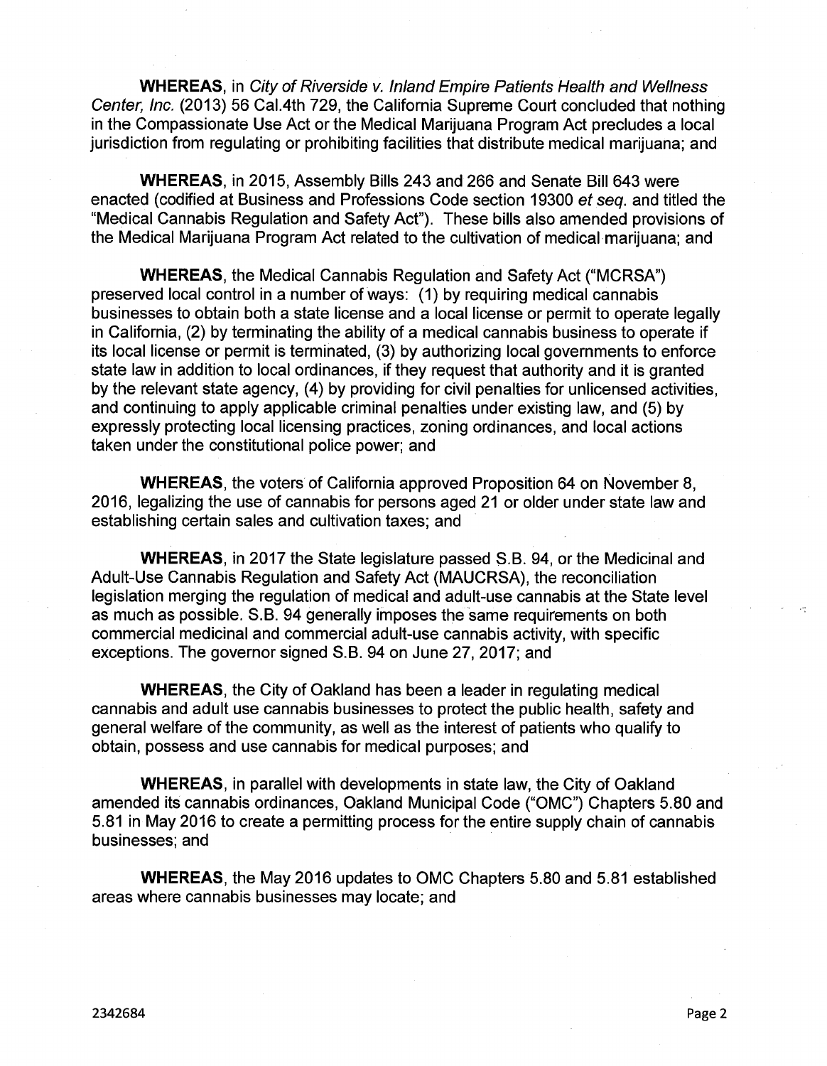**WHEREAS**, in *City of Riverside v. Inland Empire Patients Health and Wellness Center, Inc.* (2013) 56 Cal.4th 729, the California Supreme Court concluded that nothing in the Compassionate Use Act or the Medical Marijuana Program Act precludes a local jurisdiction from regulating or prohibiting facilities that distribute medical marijuana; and

**WHEREAS**, in 2015, Assembly Bills 243 and 266 and Senate Bill 643 were enacted (codified at Business and Professions Code section 19300 *et seq.* and titled the "Medical Cannabis Regulation and Safety Act"). These bills also amended provisions of the Medical Marijuana Program Act related to the cultivation of medical marijuana; and

**WHEREAS**, the Medical Cannabis Regulation and Safety Act ("MCRSA") preserved local control in a number of ways: (1) by requiring medical cannabis businesses to obtain both a state license and a local license or permit to operate legally in California, (2) by terminating the ability of a medical cannabis business to operate if its local license or permit is terminated, (3) by authorizing local governments to enforce state law in addition to local ordinances, if they request that authority and it is granted by the relevant state agency, (4) by providing for civil penalties for unlicensed activities, and continuing to apply applicable criminal penalties under existing law, and (5) by expressly protecting local licensing practices, zoning ordinances, and local actions taken under the constitutional police power; and

**WHEREAS**, the voters of California approved Proposition 64 on November 8, 2016, legalizing the use of cannabis for persons aged 21 or older under state law and establishing certain sales and cultivation taxes; and

**WHEREAS**, in 2017 the State legislature passed S.B. 94, or the Medicinal and Adult-Use Cannabis Regulation and Safety Act (MAUCRSA), the reconciliation legislation merging the regulation of medical and adult-use cannabis at the State level as much as possible. S.B. 94 generally imposes the same requirements on both commercial medicinal and commercial adult-use cannabis activity, with specific exceptions. The governor signed S.B. 94 on June 27, 2017; and

**WHEREAS**, the City of Oakland has been a leader in regulating medical cannabis and adult use cannabis businesses to protect the public health, safety and general welfare of the community, as well as the interest of patients who qualify to obtain, possess and use cannabis for medical purposes; and

**WHEREAS**, in parallel with developments in state law, the City of Oakland amended its cannabis ordinances, Oakland Municipal Code ("OMC") Chapters 5.80 and 5.81 in May 2016 to create a permitting process for the entire supply chain of cannabis businesses; and

**WHEREAS**, the May 2016 updates to OMC Chapters 5.80 and 5.81 established areas where cannabis businesses may locate; and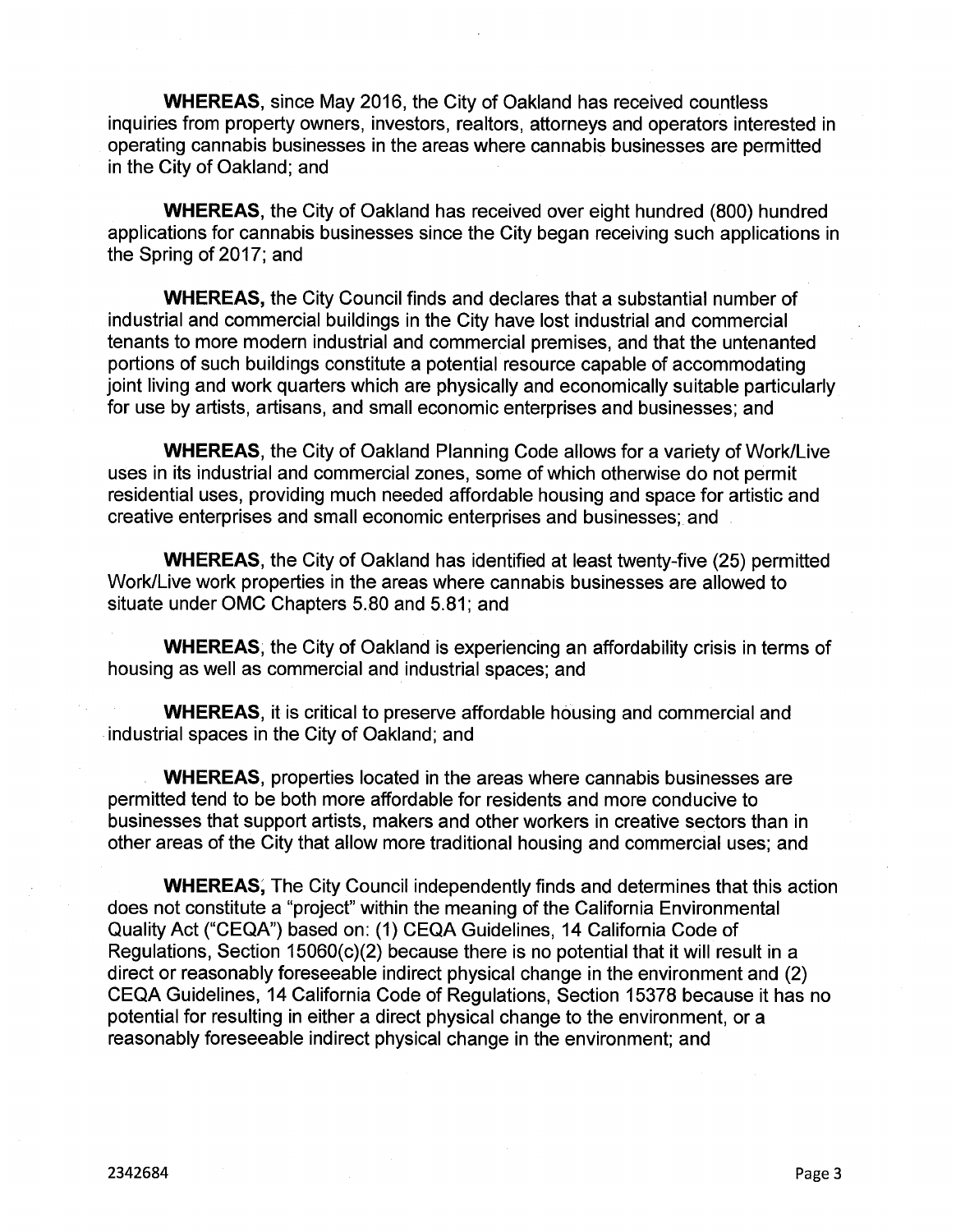**WHEREAS**, since May 2016, the City of Oakland has received countless inquiries from property owners, investors, realtors, attorneys and operators interested in operating cannabis businesses in the areas where cannabis businesses are permitted in the City of Oakland; and

**WHEREAS**, the City of Oakland has received over eight hundred (800) hundred applications for cannabis businesses since the City began receiving such applications in the Spring of 2017; and

**WHEREAS,** the City Council finds and declares that a substantial number of industrial and commercial buildings in the City have lost industrial and commercial tenants to more modern industrial and commercial premises, and that the untenanted portions of such buildings constitute a potential resource capable of accommodating joint living and work quarters which are physically and economically suitable particularly for use by artists, artisans, and small economic enterprises and businesses; and

**WHEREAS**, the City of Oakland Planning Code allows for a variety of Work/Live uses in its industrial and commercial zones, some of which otherwise do not permit residential uses, providing much needed affordable housing and space for artistic and creative enterprises and small economic enterprises and businesses; and

**WHEREAS**, the City of Oakland has identified at least twenty-five (25) permitted Work/Live work properties in the areas where cannabis businesses are allowed to situate under OMC Chapters 5.80 and 5.81; and

**WHEREAS**, the City of Oakland is experiencing an affordability crisis in terms of housing as well as commercial and industrial spaces; and

**WHEREAS**, it is critical to preserve affordable housing and commercial and industrial spaces in the City of Oakland; and

**WHEREAS**, properties located in the areas where cannabis businesses are permitted tend to be both more affordable for residents and more conducive to businesses that support artists, makers and other workers in creative sectors than in other areas of the City that allow more traditional housing and commercial uses; and

**WHEREAS**, The City Council independently finds and determines that this action does not constitute a "project" within the meaning of the California Environmental Quality Act ("CEQA") based on: (1) CEQA Guidelines, 14 California Code of Regulations, Section 15060(c)(2) because there is no potential that it will result in a direct or reasonably foreseeable indirect physical change in the environment and (2) CEQA Guidelines, 14 California Code of Regulations, Section 15378 because it has no potential for resulting in either a direct physical change to the environment, or a reasonably foreseeable indirect physical change in the environment; and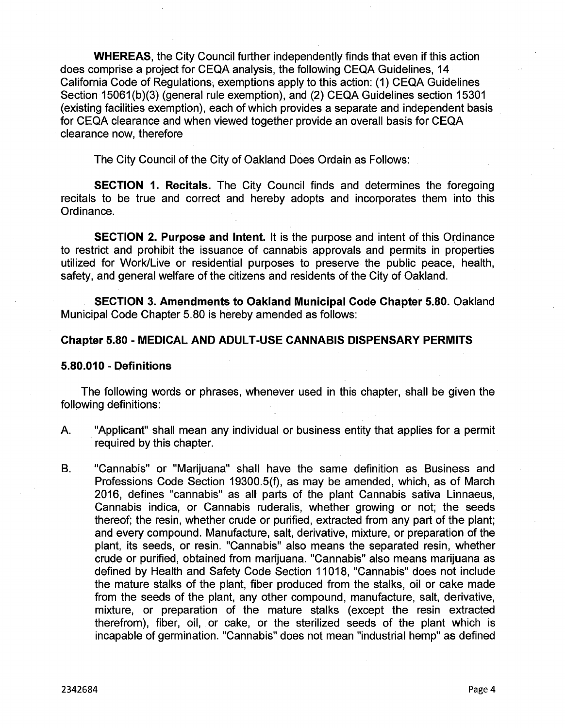**WHEREAS**, the City Council further independently finds that even if this action does comprise a project for CEQA analysis, the following CEQA Guidelines, 14 California Code of Regulations, exemptions apply to this action: (1) CEQA Guidelines Section 15061(b)(3) (general rule exemption), and (2) CEQA Guidelines section 15301 (existing facilities exemption), each of which provides a separate and independent basis for CEQA clearance and when viewed together provide an overall basis for CEQA clearance now, therefore

The City Council of the City of Oakland Does Ordain as Follows:

**SECTION 1. Recitals.** The City Council finds and determines the foregoing recitals to be true and correct and hereby adopts and incorporates them into this Ordinance.

**SECTION 2. Purpose and Intent.** It is the purpose and intent of this Ordinance to restrict and prohibit the issuance of cannabis approvals and permits in properties utilized for Work/Live or residential purposes to preserve the public peace, health, safety, and general welfare of the citizens and residents of the City of Oakland.

**SECTION 3. Amendments to Oakland Municipal Code Chapter 5.80.** Oakland Municipal Code Chapter 5.80 is hereby amended as follows:

**Chapter 5.80 - MEDICAL AND ADULT-USE CANNABIS DISPENSARY PERMITS**

**5.80.010 - Definitions**

The following words or phrases, whenever used in this chapter, shall be given the following definitions:

A. "Applicant" shall mean any individual or business entity that applies for a permit required by this chapter.

B. "Cannabis" or "Marijuana" shall have the same definition as Business and Professions Code Section 19300.5(f), as may be amended, which, as of March 2016, defines "cannabis" as all parts of the plant Cannabis sativa Linnaeus, Cannabis indica, or Cannabis ruderalis, whether growing or not; the seeds thereof; the resin, whether crude or purified, extracted from any part of the plant; and every compound. Manufacture, salt, derivative, mixture, or preparation of the plant, its seeds, or resin. "Cannabis" also means the separated resin, whether crude or purified, obtained from marijuana. "Cannabis" also means marijuana as defined by Health and Safety Code Section 11018, "Cannabis" does not include the mature stalks of the plant, fiber produced from the stalks, oil or cake made from the seeds of the plant, any other compound, manufacture, salt, derivative, mixture, or preparation of the mature stalks (except the resin extracted therefrom), fiber, oil, or cake, or the sterilized seeds of the plant which is incapable of germination. "Cannabis" does not mean "industrial hemp" as defined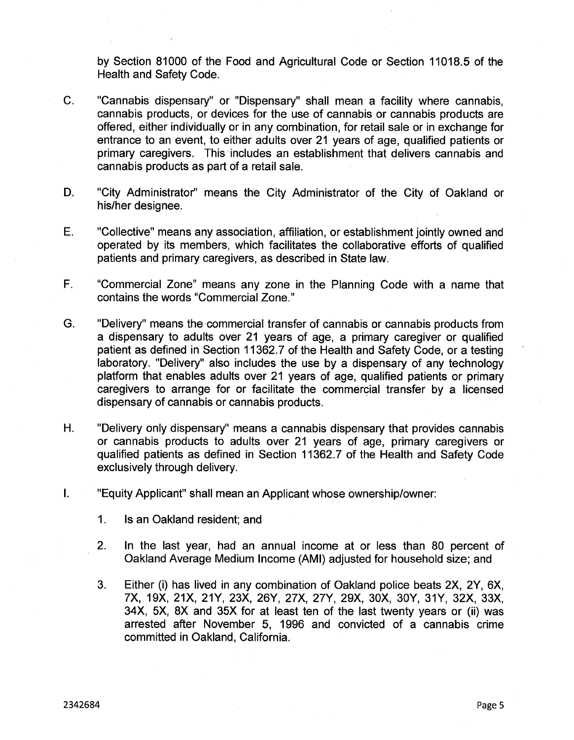by Section 81000 of the Food and Agricultural Code or Section 11018.5 of the Health and Safety Code.

C. "Cannabis dispensary" or "Dispensary" shall mean a facility where cannabis, cannabis products, or devices for the use of cannabis or cannabis products are offered, either individually or in any combination, for retail sale or in exchange for entrance to an event, to either adults over 21 years of age, qualified patients or primary caregivers. This includes an establishment that delivers cannabis and cannabis products as part of a retail sale.

D. "City Administrator" means the City Administrator of the City of Oakland or his/her designee.

E. "Collective" means any association, affiliation, or establishment jointly owned and operated by its members, which facilitates the collaborative efforts of qualified patients and primary caregivers, as described in State law.

F. "Commercial Zone" means any zone in the Planning Code with a name that contains the words "Commercial Zone."

G. "Delivery" means the commercial transfer of cannabis or cannabis products from a dispensary to adults over 21 years of age, a primary caregiver or qualified patient as defined in Section 11362.7 of the Health and Safety Code, or a testing laboratory. "Delivery" also includes the use by a dispensary of any technology platform that enables adults over 21 years of age, qualified patients or primary caregivers to arrange for or facilitate the commercial transfer by a licensed dispensary of cannabis or cannabis products.

H. "Delivery only dispensary" means a cannabis dispensary that provides cannabis or cannabis products to adults over 21 years of age, primary caregivers or qualified patients as defined in Section 11362.7 of the Health and Safety Code exclusively through delivery.

I. "Equity Applicant" shall mean an Applicant whose ownership/owner:

1. Is an Oakland resident; and

2. In the last year, had an annual income at or less than 80 percent of Oakland Average Medium Income (AMI) adjusted for household size; and

3. Either (i) has lived in any combination of Oakland police beats 2X, 2Y, 6X, 7X, 19X, 21X, 21Y, 23X, 26Y, 27X, 27Y, 29X, 30X, 30Y, 31Y, 32X, 33X, 34X, 5X, 8X and 35X for at least ten of the last twenty years or (ii) was arrested after November 5, 1996 and convicted of a cannabis crime committed in Oakland, California.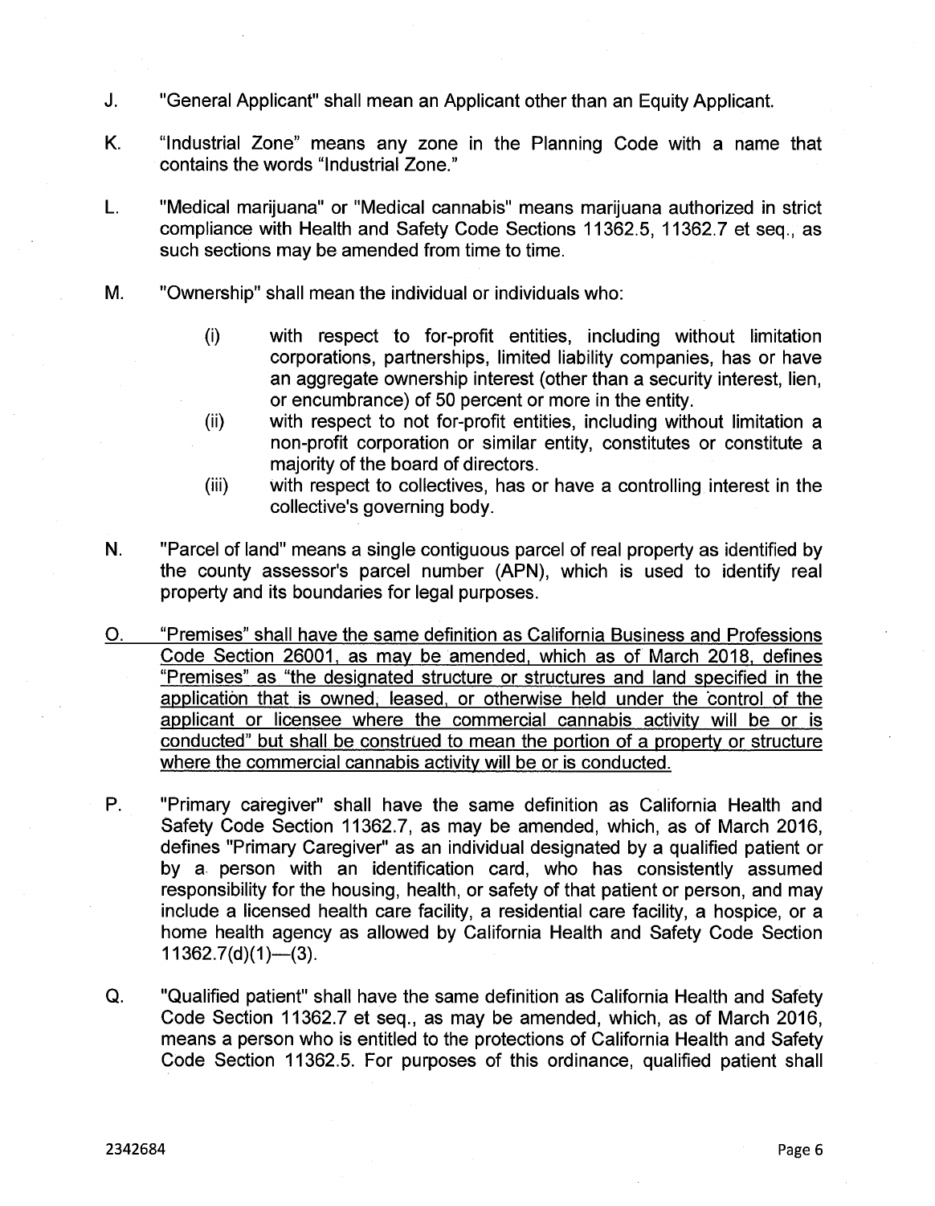J. "General Applicant" shall mean an Applicant other than an Equity Applicant.

K. "Industrial Zone" means any zone in the Planning Code with a name that contains the words "Industrial Zone."

L. "Medical marijuana" or "Medical cannabis" means marijuana authorized in strict compliance with Health and Safety Code Sections 11362.5, 11362.7 et seq., as such sections may be amended from time to time.

M. "Ownership" shall mean the individual or individuals who:

   (i) with respect to for-profit entities, including without limitation corporations, partnerships, limited liability companies, has or have an aggregate ownership interest (other than a security interest, lien, or encumbrance) of 50 percent or more in the entity.
   
   (ii) with respect to not for-profit entities, including without limitation a non-profit corporation or similar entity, constitutes or constitute a majority of the board of directors.
   
   (iii) with respect to collectives, has or have a controlling interest in the collective's governing body.

N. "Parcel of land" means a single contiguous parcel of real property as identified by the county assessor's parcel number (APN), which is used to identify real property and its boundaries for legal purposes.

<u>O. "Premises" shall have the same definition as California Business and Professions Code Section 26001, as may be amended, which as of March 2018, defines "Premises" as "the designated structure or structures and land specified in the application that is owned, leased, or otherwise held under the control of the applicant or licensee where the commercial cannabis activity will be or is conducted" but shall be construed to mean the portion of a property or structure where the commercial cannabis activity will be or is conducted.</u>

P. "Primary caregiver" shall have the same definition as California Health and Safety Code Section 11362.7, as may be amended, which, as of March 2016, defines "Primary Caregiver" as an individual designated by a qualified patient or by a person with an identification card, who has consistently assumed responsibility for the housing, health, or safety of that patient or person, and may include a licensed health care facility, a residential care facility, a hospice, or a home health agency as allowed by California Health and Safety Code Section 11362.7(d)(1)—(3).

Q. "Qualified patient" shall have the same definition as California Health and Safety Code Section 11362.7 et seq., as may be amended, which, as of March 2016, means a person who is entitled to the protections of California Health and Safety Code Section 11362.5. For purposes of this ordinance, qualified patient shall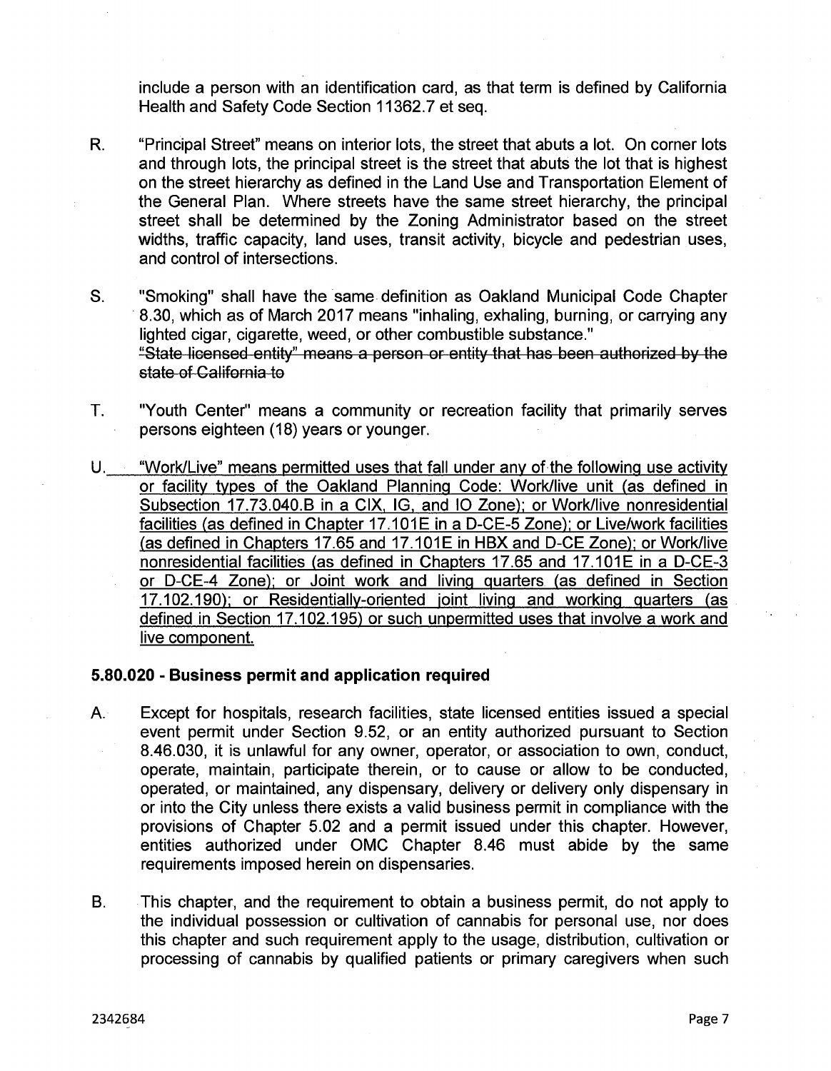include a person with an identification card, as that term is defined by California Health and Safety Code Section 11362.7 et seq.

R. "Principal Street" means on interior lots, the street that abuts a lot. On corner lots and through lots, the principal street is the street that abuts the lot that is highest on the street hierarchy as defined in the Land Use and Transportation Element of the General Plan. Where streets have the same street hierarchy, the principal street shall be determined by the Zoning Administrator based on the street widths, traffic capacity, land uses, transit activity, bicycle and pedestrian uses, and control of intersections.

S. "Smoking" shall have the same definition as Oakland Municipal Code Chapter 8.30, which as of March 2017 means "inhaling, exhaling, burning, or carrying any lighted cigar, cigarette, weed, or other combustible substance." ~~"State licensed entity" means a person or entity that has been authorized by the state of California to~~

T. "Youth Center" means a community or recreation facility that primarily serves persons eighteen (18) years or younger.

U. <u>"Work/Live" means permitted uses that fall under any of the following use activity or facility types of the Oakland Planning Code: Work/live unit (as defined in Subsection 17.73.040.B in a CIX, IG, and IO Zone); or Work/live nonresidential facilities (as defined in Chapter 17.101E in a D-CE-5 Zone); or Live/work facilities (as defined in Chapters 17.65 and 17.101E in HBX and D-CE Zone); or Work/live nonresidential facilities (as defined in Chapters 17.65 and 17.101E in a D-CE-3 or D-CE-4 Zone); or Joint work and living quarters (as defined in Section 17.102.190); or Residentially-oriented joint living and working quarters (as defined in Section 17.102.195) or such unpermitted uses that involve a work and live component.</u>

### 5.80.020 - Business permit and application required

A. Except for hospitals, research facilities, state licensed entities issued a special event permit under Section 9.52, or an entity authorized pursuant to Section 8.46.030, it is unlawful for any owner, operator, or association to own, conduct, operate, maintain, participate therein, or to cause or allow to be conducted, operated, or maintained, any dispensary, delivery or delivery only dispensary in or into the City unless there exists a valid business permit in compliance with the provisions of Chapter 5.02 and a permit issued under this chapter. However, entities authorized under OMC Chapter 8.46 must abide by the same requirements imposed herein on dispensaries.

B. This chapter, and the requirement to obtain a business permit, do not apply to the individual possession or cultivation of cannabis for personal use, nor does this chapter and such requirement apply to the usage, distribution, cultivation or processing of cannabis by qualified patients or primary caregivers when such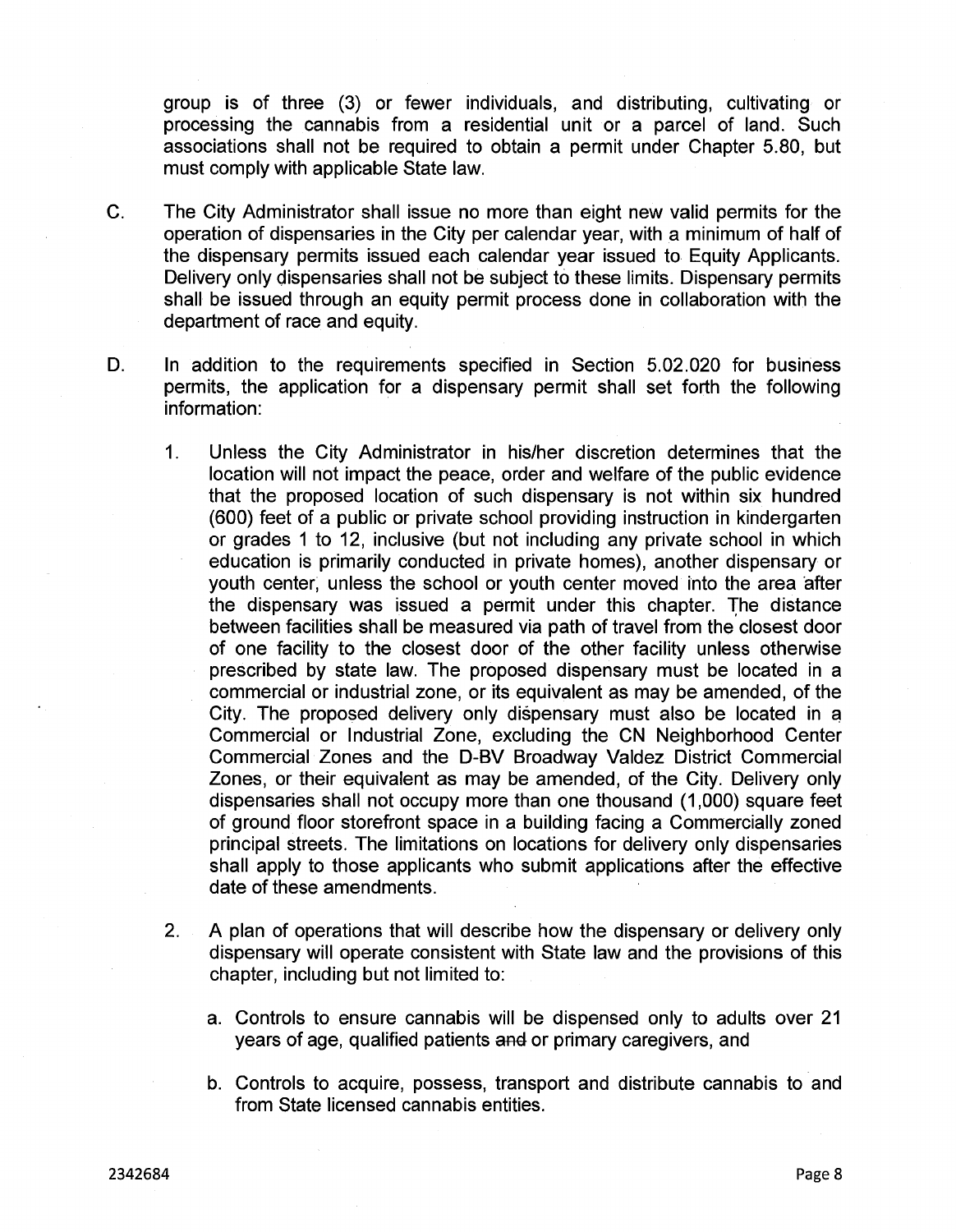group is of three (3) or fewer individuals, and distributing, cultivating or processing the cannabis from a residential unit or a parcel of land. Such associations shall not be required to obtain a permit under Chapter 5.80, but must comply with applicable State law.

C. The City Administrator shall issue no more than eight new valid permits for the operation of dispensaries in the City per calendar year, with a minimum of half of the dispensary permits issued each calendar year issued to Equity Applicants. Delivery only dispensaries shall not be subject to these limits. Dispensary permits shall be issued through an equity permit process done in collaboration with the department of race and equity.

D. In addition to the requirements specified in Section 5.02.020 for business permits, the application for a dispensary permit shall set forth the following information:

1. Unless the City Administrator in his/her discretion determines that the location will not impact the peace, order and welfare of the public evidence that the proposed location of such dispensary is not within six hundred (600) feet of a public or private school providing instruction in kindergarten or grades 1 to 12, inclusive (but not including any private school in which education is primarily conducted in private homes), another dispensary or youth center, unless the school or youth center moved into the area after the dispensary was issued a permit under this chapter. The distance between facilities shall be measured via path of travel from the closest door of one facility to the closest door of the other facility unless otherwise prescribed by state law. The proposed dispensary must be located in a commercial or industrial zone, or its equivalent as may be amended, of the City. The proposed delivery only dispensary must also be located in a Commercial or Industrial Zone, excluding the CN Neighborhood Center Commercial Zones and the D-BV Broadway Valdez District Commercial Zones, or their equivalent as may be amended, of the City. Delivery only dispensaries shall not occupy more than one thousand (1,000) square feet of ground floor storefront space in a building facing a Commercially zoned principal streets. The limitations on locations for delivery only dispensaries shall apply to those applicants who submit applications after the effective date of these amendments.

2. A plan of operations that will describe how the dispensary or delivery only dispensary will operate consistent with State law and the provisions of this chapter, including but not limited to:

   a. Controls to ensure cannabis will be dispensed only to adults over 21 years of age, qualified patients ~~and~~ or primary caregivers, and

   b. Controls to acquire, possess, transport and distribute cannabis to and from State licensed cannabis entities.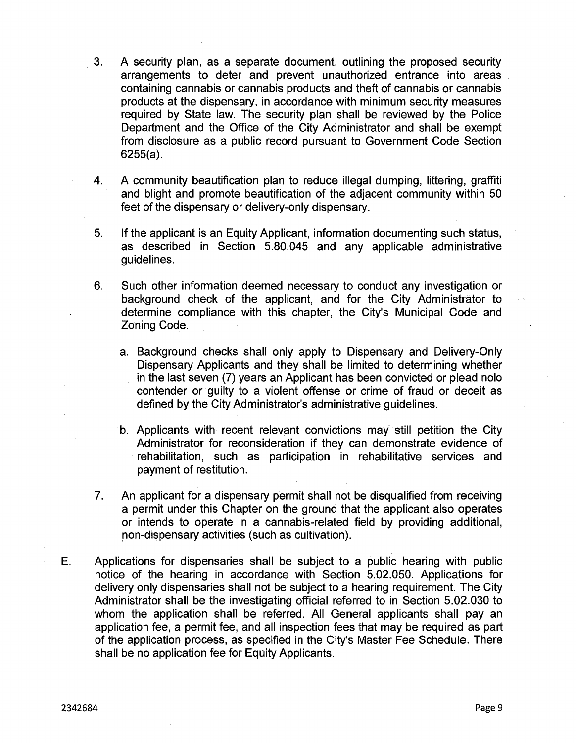3. A security plan, as a separate document, outlining the proposed security arrangements to deter and prevent unauthorized entrance into areas containing cannabis or cannabis products and theft of cannabis or cannabis products at the dispensary, in accordance with minimum security measures required by State law. The security plan shall be reviewed by the Police Department and the Office of the City Administrator and shall be exempt from disclosure as a public record pursuant to Government Code Section 6255(a).

4. A community beautification plan to reduce illegal dumping, littering, graffiti and blight and promote beautification of the adjacent community within 50 feet of the dispensary or delivery-only dispensary.

5. If the applicant is an Equity Applicant, information documenting such status, as described in Section 5.80.045 and any applicable administrative guidelines.

6. Such other information deemed necessary to conduct any investigation or background check of the applicant, and for the City Administrator to determine compliance with this chapter, the City's Municipal Code and Zoning Code.

   a. Background checks shall only apply to Dispensary and Delivery-Only Dispensary Applicants and they shall be limited to determining whether in the last seven (7) years an Applicant has been convicted or plead nolo contender or guilty to a violent offense or crime of fraud or deceit as defined by the City Administrator's administrative guidelines.

   b. Applicants with recent relevant convictions may still petition the City Administrator for reconsideration if they can demonstrate evidence of rehabilitation, such as participation in rehabilitative services and payment of restitution.

7. An applicant for a dispensary permit shall not be disqualified from receiving a permit under this Chapter on the ground that the applicant also operates or intends to operate in a cannabis-related field by providing additional, non-dispensary activities (such as cultivation).

E. Applications for dispensaries shall be subject to a public hearing with public notice of the hearing in accordance with Section 5.02.050. Applications for delivery only dispensaries shall not be subject to a hearing requirement. The City Administrator shall be the investigating official referred to in Section 5.02.030 to whom the application shall be referred. All General applicants shall pay an application fee, a permit fee, and all inspection fees that may be required as part of the application process, as specified in the City's Master Fee Schedule. There shall be no application fee for Equity Applicants.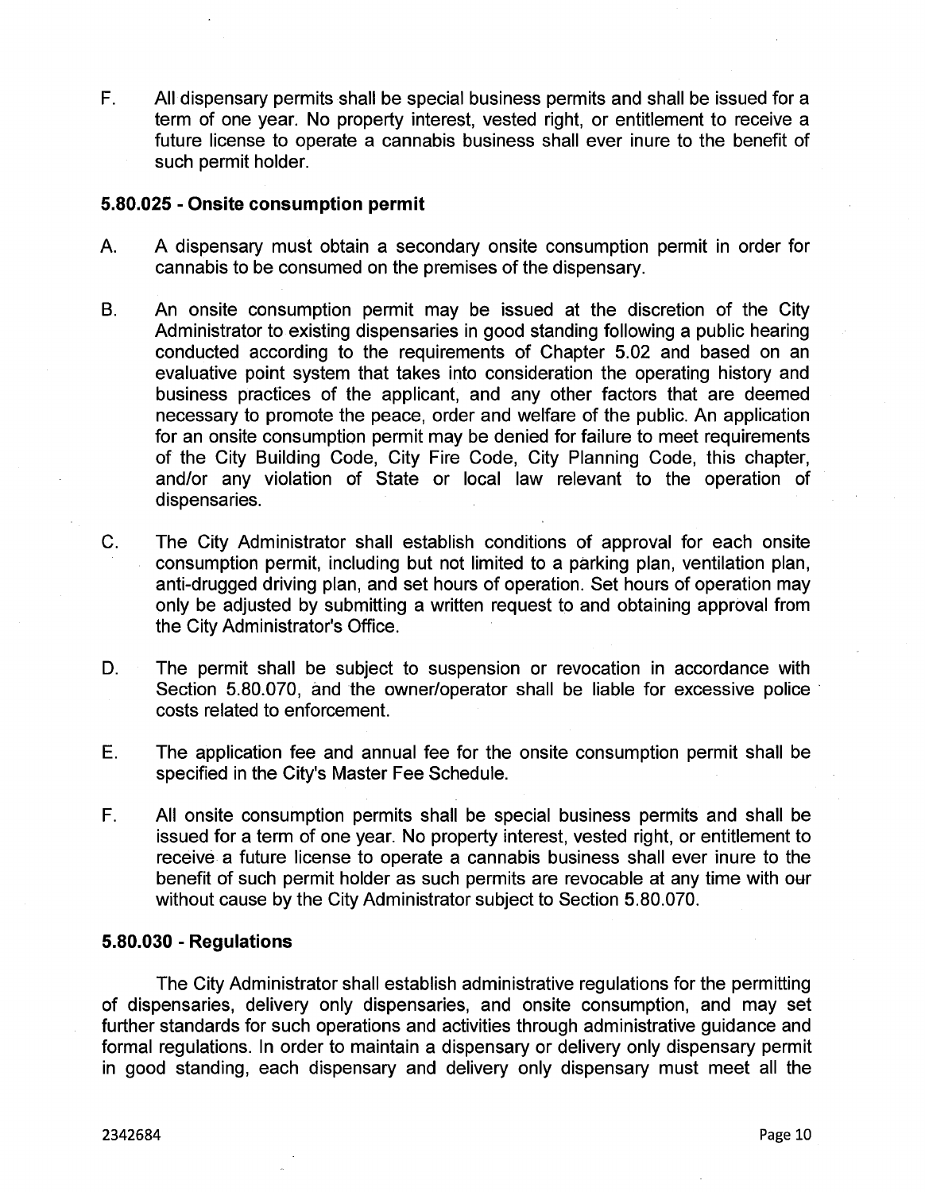F. All dispensary permits shall be special business permits and shall be issued for a term of one year. No property interest, vested right, or entitlement to receive a future license to operate a cannabis business shall ever inure to the benefit of such permit holder.

### 5.80.025 - Onsite consumption permit

A. A dispensary must obtain a secondary onsite consumption permit in order for cannabis to be consumed on the premises of the dispensary.

B. An onsite consumption permit may be issued at the discretion of the City Administrator to existing dispensaries in good standing following a public hearing conducted according to the requirements of Chapter 5.02 and based on an evaluative point system that takes into consideration the operating history and business practices of the applicant, and any other factors that are deemed necessary to promote the peace, order and welfare of the public. An application for an onsite consumption permit may be denied for failure to meet requirements of the City Building Code, City Fire Code, City Planning Code, this chapter, and/or any violation of State or local law relevant to the operation of dispensaries.

C. The City Administrator shall establish conditions of approval for each onsite consumption permit, including but not limited to a parking plan, ventilation plan, anti-drugged driving plan, and set hours of operation. Set hours of operation may only be adjusted by submitting a written request to and obtaining approval from the City Administrator's Office.

D. The permit shall be subject to suspension or revocation in accordance with Section 5.80.070, and the owner/operator shall be liable for excessive police costs related to enforcement.

E. The application fee and annual fee for the onsite consumption permit shall be specified in the City's Master Fee Schedule.

F. All onsite consumption permits shall be special business permits and shall be issued for a term of one year. No property interest, vested right, or entitlement to receive a future license to operate a cannabis business shall ever inure to the benefit of such permit holder as such permits are revocable at any time with our without cause by the City Administrator subject to Section 5.80.070.

### 5.80.030 - Regulations

The City Administrator shall establish administrative regulations for the permitting of dispensaries, delivery only dispensaries, and onsite consumption, and may set further standards for such operations and activities through administrative guidance and formal regulations. In order to maintain a dispensary or delivery only dispensary permit in good standing, each dispensary and delivery only dispensary must meet all the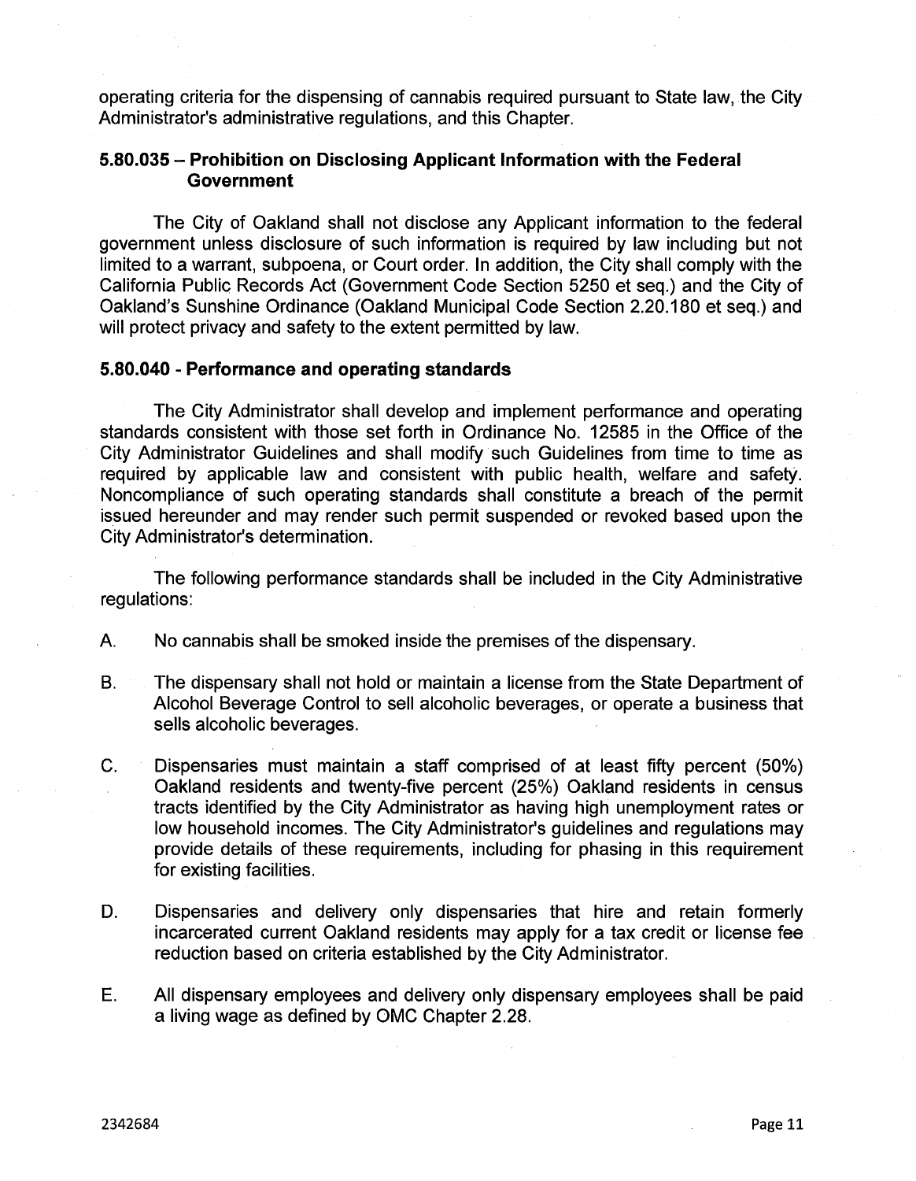operating criteria for the dispensing of cannabis required pursuant to State law, the City Administrator's administrative regulations, and this Chapter.

### 5.80.035 – Prohibition on Disclosing Applicant Information with the Federal Government

The City of Oakland shall not disclose any Applicant information to the federal government unless disclosure of such information is required by law including but not limited to a warrant, subpoena, or Court order. In addition, the City shall comply with the California Public Records Act (Government Code Section 5250 et seq.) and the City of Oakland's Sunshine Ordinance (Oakland Municipal Code Section 2.20.180 et seq.) and will protect privacy and safety to the extent permitted by law.

### 5.80.040 - Performance and operating standards

The City Administrator shall develop and implement performance and operating standards consistent with those set forth in Ordinance No. 12585 in the Office of the City Administrator Guidelines and shall modify such Guidelines from time to time as required by applicable law and consistent with public health, welfare and safety. Noncompliance of such operating standards shall constitute a breach of the permit issued hereunder and may render such permit suspended or revoked based upon the City Administrator's determination.

The following performance standards shall be included in the City Administrative regulations:

A. No cannabis shall be smoked inside the premises of the dispensary.

B. The dispensary shall not hold or maintain a license from the State Department of Alcohol Beverage Control to sell alcoholic beverages, or operate a business that sells alcoholic beverages.

C. Dispensaries must maintain a staff comprised of at least fifty percent (50%) Oakland residents and twenty-five percent (25%) Oakland residents in census tracts identified by the City Administrator as having high unemployment rates or low household incomes. The City Administrator's guidelines and regulations may provide details of these requirements, including for phasing in this requirement for existing facilities.

D. Dispensaries and delivery only dispensaries that hire and retain formerly incarcerated current Oakland residents may apply for a tax credit or license fee reduction based on criteria established by the City Administrator.

E. All dispensary employees and delivery only dispensary employees shall be paid a living wage as defined by OMC Chapter 2.28.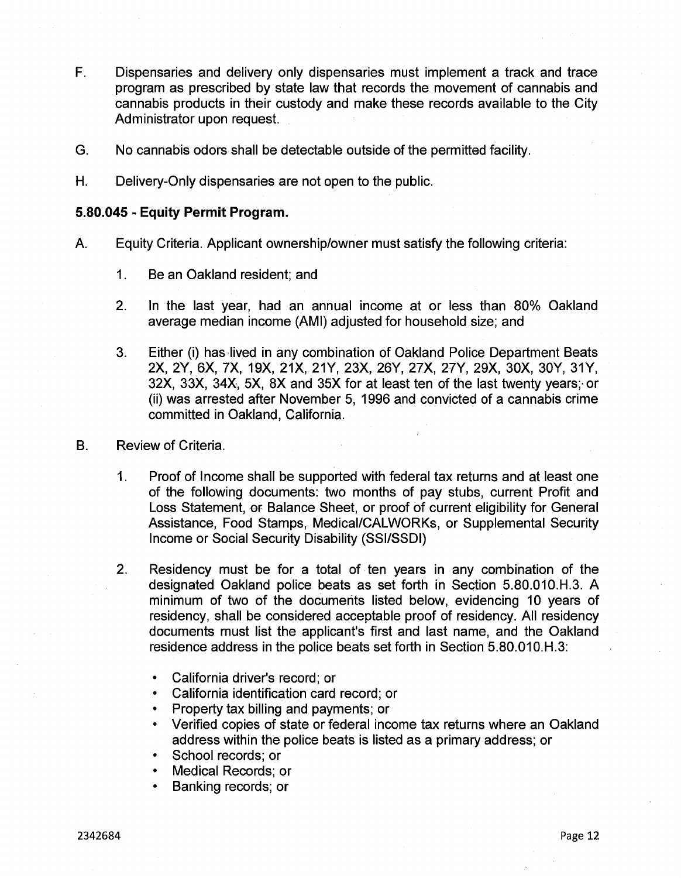F. Dispensaries and delivery only dispensaries must implement a track and trace program as prescribed by state law that records the movement of cannabis and cannabis products in their custody and make these records available to the City Administrator upon request.

G. No cannabis odors shall be detectable outside of the permitted facility.

H. Delivery-Only dispensaries are not open to the public.

**5.80.045 - Equity Permit Program.**

A. Equity Criteria. Applicant ownership/owner must satisfy the following criteria:

1. Be an Oakland resident; and

2. In the last year, had an annual income at or less than 80% Oakland average median income (AMI) adjusted for household size; and

3. Either (i) has lived in any combination of Oakland Police Department Beats 2X, 2Y, 6X, 7X, 19X, 21X, 21Y, 23X, 26Y, 27X, 27Y, 29X, 30X, 30Y, 31Y, 32X, 33X, 34X, 5X, 8X and 35X for at least ten of the last twenty years; or (ii) was arrested after November 5, 1996 and convicted of a cannabis crime committed in Oakland, California.

B. Review of Criteria.

1. Proof of Income shall be supported with federal tax returns and at least one of the following documents: two months of pay stubs, current Profit and Loss Statement, ~~or~~ Balance Sheet, or proof of current eligibility for General Assistance, Food Stamps, Medical/CALWORKs, or Supplemental Security Income or Social Security Disability (SSI/SSDI)

2. Residency must be for a total of ten years in any combination of the designated Oakland police beats as set forth in Section 5.80.010.H.3. A minimum of two of the documents listed below, evidencing 10 years of residency, shall be considered acceptable proof of residency. All residency documents must list the applicant's first and last name, and the Oakland residence address in the police beats set forth in Section 5.80.010.H.3:

   - California driver's record; or
   - California identification card record; or
   - Property tax billing and payments; or
   - Verified copies of state or federal income tax returns where an Oakland address within the police beats is listed as a primary address; or
   - School records; or
   - Medical Records; or
   - Banking records; or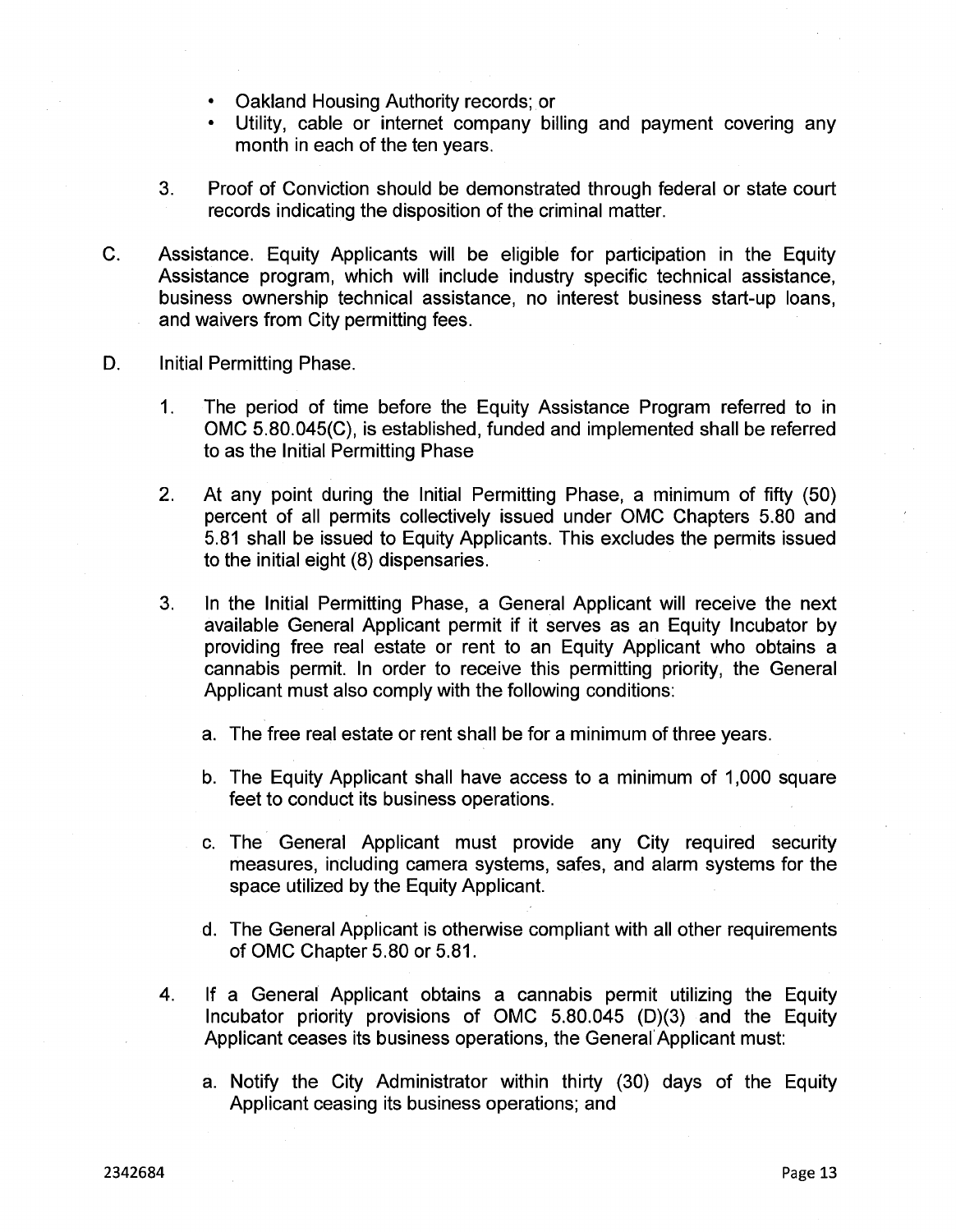- Oakland Housing Authority records; or
- Utility, cable or internet company billing and payment covering any month in each of the ten years.

3. Proof of Conviction should be demonstrated through federal or state court records indicating the disposition of the criminal matter.

C. Assistance. Equity Applicants will be eligible for participation in the Equity Assistance program, which will include industry specific technical assistance, business ownership technical assistance, no interest business start-up loans, and waivers from City permitting fees.

D. Initial Permitting Phase.

1. The period of time before the Equity Assistance Program referred to in OMC 5.80.045(C), is established, funded and implemented shall be referred to as the Initial Permitting Phase

2. At any point during the Initial Permitting Phase, a minimum of fifty (50) percent of all permits collectively issued under OMC Chapters 5.80 and 5.81 shall be issued to Equity Applicants. This excludes the permits issued to the initial eight (8) dispensaries.

3. In the Initial Permitting Phase, a General Applicant will receive the next available General Applicant permit if it serves as an Equity Incubator by providing free real estate or rent to an Equity Applicant who obtains a cannabis permit. In order to receive this permitting priority, the General Applicant must also comply with the following conditions:

   a. The free real estate or rent shall be for a minimum of three years.

   b. The Equity Applicant shall have access to a minimum of 1,000 square feet to conduct its business operations.

   c. The General Applicant must provide any City required security measures, including camera systems, safes, and alarm systems for the space utilized by the Equity Applicant.

   d. The General Applicant is otherwise compliant with all other requirements of OMC Chapter 5.80 or 5.81.

4. If a General Applicant obtains a cannabis permit utilizing the Equity Incubator priority provisions of OMC 5.80.045 (D)(3) and the Equity Applicant ceases its business operations, the General Applicant must:

   a. Notify the City Administrator within thirty (30) days of the Equity Applicant ceasing its business operations; and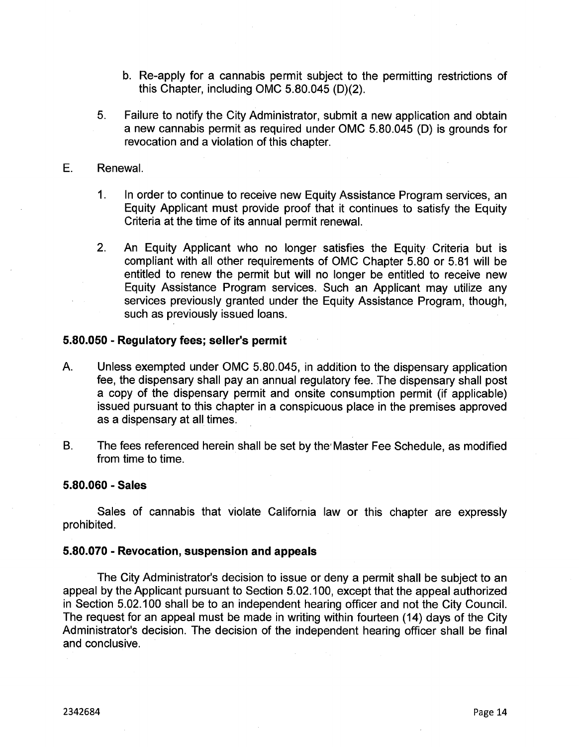b. Re-apply for a cannabis permit subject to the permitting restrictions of this Chapter, including OMC 5.80.045 (D)(2).

5. Failure to notify the City Administrator, submit a new application and obtain a new cannabis permit as required under OMC 5.80.045 (D) is grounds for revocation and a violation of this chapter.

E. Renewal.

1. In order to continue to receive new Equity Assistance Program services, an Equity Applicant must provide proof that it continues to satisfy the Equity Criteria at the time of its annual permit renewal.

2. An Equity Applicant who no longer satisfies the Equity Criteria but is compliant with all other requirements of OMC Chapter 5.80 or 5.81 will be entitled to renew the permit but will no longer be entitled to receive new Equity Assistance Program services. Such an Applicant may utilize any services previously granted under the Equity Assistance Program, though, such as previously issued loans.

**5.80.050 - Regulatory fees; seller's permit**

A. Unless exempted under OMC 5.80.045, in addition to the dispensary application fee, the dispensary shall pay an annual regulatory fee. The dispensary shall post a copy of the dispensary permit and onsite consumption permit (if applicable) issued pursuant to this chapter in a conspicuous place in the premises approved as a dispensary at all times.

B. The fees referenced herein shall be set by the Master Fee Schedule, as modified from time to time.

**5.80.060 - Sales**

Sales of cannabis that violate California law or this chapter are expressly prohibited.

**5.80.070 - Revocation, suspension and appeals**

The City Administrator's decision to issue or deny a permit shall be subject to an appeal by the Applicant pursuant to Section 5.02.100, except that the appeal authorized in Section 5.02.100 shall be to an independent hearing officer and not the City Council. The request for an appeal must be made in writing within fourteen (14) days of the City Administrator's decision. The decision of the independent hearing officer shall be final and conclusive.

2342684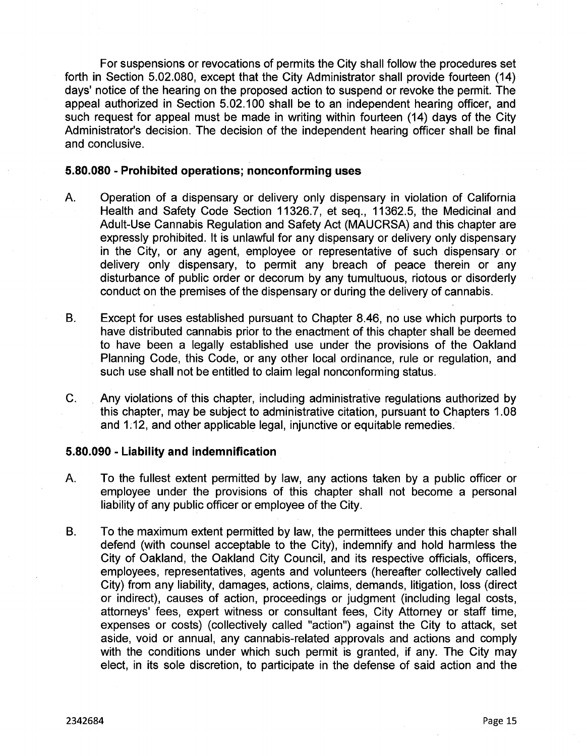For suspensions or revocations of permits the City shall follow the procedures set forth in Section 5.02.080, except that the City Administrator shall provide fourteen (14) days' notice of the hearing on the proposed action to suspend or revoke the permit. The appeal authorized in Section 5.02.100 shall be to an independent hearing officer, and such request for appeal must be made in writing within fourteen (14) days of the City Administrator's decision. The decision of the independent hearing officer shall be final and conclusive.

**5.80.080 - Prohibited operations; nonconforming uses**

A. Operation of a dispensary or delivery only dispensary in violation of California Health and Safety Code Section 11326.7, et seq., 11362.5, the Medicinal and Adult-Use Cannabis Regulation and Safety Act (MAUCRSA) and this chapter are expressly prohibited. It is unlawful for any dispensary or delivery only dispensary in the City, or any agent, employee or representative of such dispensary or delivery only dispensary, to permit any breach of peace therein or any disturbance of public order or decorum by any tumultuous, riotous or disorderly conduct on the premises of the dispensary or during the delivery of cannabis.

B. Except for uses established pursuant to Chapter 8.46, no use which purports to have distributed cannabis prior to the enactment of this chapter shall be deemed to have been a legally established use under the provisions of the Oakland Planning Code, this Code, or any other local ordinance, rule or regulation, and such use shall not be entitled to claim legal nonconforming status.

C. Any violations of this chapter, including administrative regulations authorized by this chapter, may be subject to administrative citation, pursuant to Chapters 1.08 and 1.12, and other applicable legal, injunctive or equitable remedies.

**5.80.090 - Liability and indemnification**

A. To the fullest extent permitted by law, any actions taken by a public officer or employee under the provisions of this chapter shall not become a personal liability of any public officer or employee of the City.

B. To the maximum extent permitted by law, the permittees under this chapter shall defend (with counsel acceptable to the City), indemnify and hold harmless the City of Oakland, the Oakland City Council, and its respective officials, officers, employees, representatives, agents and volunteers (hereafter collectively called City) from any liability, damages, actions, claims, demands, litigation, loss (direct or indirect), causes of action, proceedings or judgment (including legal costs, attorneys' fees, expert witness or consultant fees, City Attorney or staff time, expenses or costs) (collectively called "action") against the City to attack, set aside, void or annual, any cannabis-related approvals and actions and comply with the conditions under which such permit is granted, if any. The City may elect, in its sole discretion, to participate in the defense of said action and the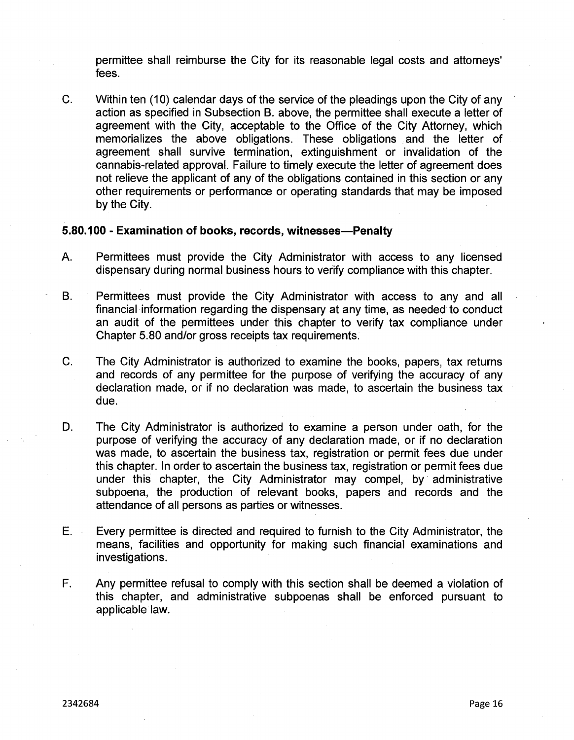permittee shall reimburse the City for its reasonable legal costs and attorneys' fees.

C. Within ten (10) calendar days of the service of the pleadings upon the City of any action as specified in Subsection B. above, the permittee shall execute a letter of agreement with the City, acceptable to the Office of the City Attorney, which memorializes the above obligations. These obligations and the letter of agreement shall survive termination, extinguishment or invalidation of the cannabis-related approval. Failure to timely execute the letter of agreement does not relieve the applicant of any of the obligations contained in this section or any other requirements or performance or operating standards that may be imposed by the City.

### 5.80.100 - Examination of books, records, witnesses—Penalty

A. Permittees must provide the City Administrator with access to any licensed dispensary during normal business hours to verify compliance with this chapter.

B. Permittees must provide the City Administrator with access to any and all financial information regarding the dispensary at any time, as needed to conduct an audit of the permittees under this chapter to verify tax compliance under Chapter 5.80 and/or gross receipts tax requirements.

C. The City Administrator is authorized to examine the books, papers, tax returns and records of any permittee for the purpose of verifying the accuracy of any declaration made, or if no declaration was made, to ascertain the business tax due.

D. The City Administrator is authorized to examine a person under oath, for the purpose of verifying the accuracy of any declaration made, or if no declaration was made, to ascertain the business tax, registration or permit fees due under this chapter. In order to ascertain the business tax, registration or permit fees due under this chapter, the City Administrator may compel, by administrative subpoena, the production of relevant books, papers and records and the attendance of all persons as parties or witnesses.

E. Every permittee is directed and required to furnish to the City Administrator, the means, facilities and opportunity for making such financial examinations and investigations.

F. Any permittee refusal to comply with this section shall be deemed a violation of this chapter, and administrative subpoenas shall be enforced pursuant to applicable law.

2342684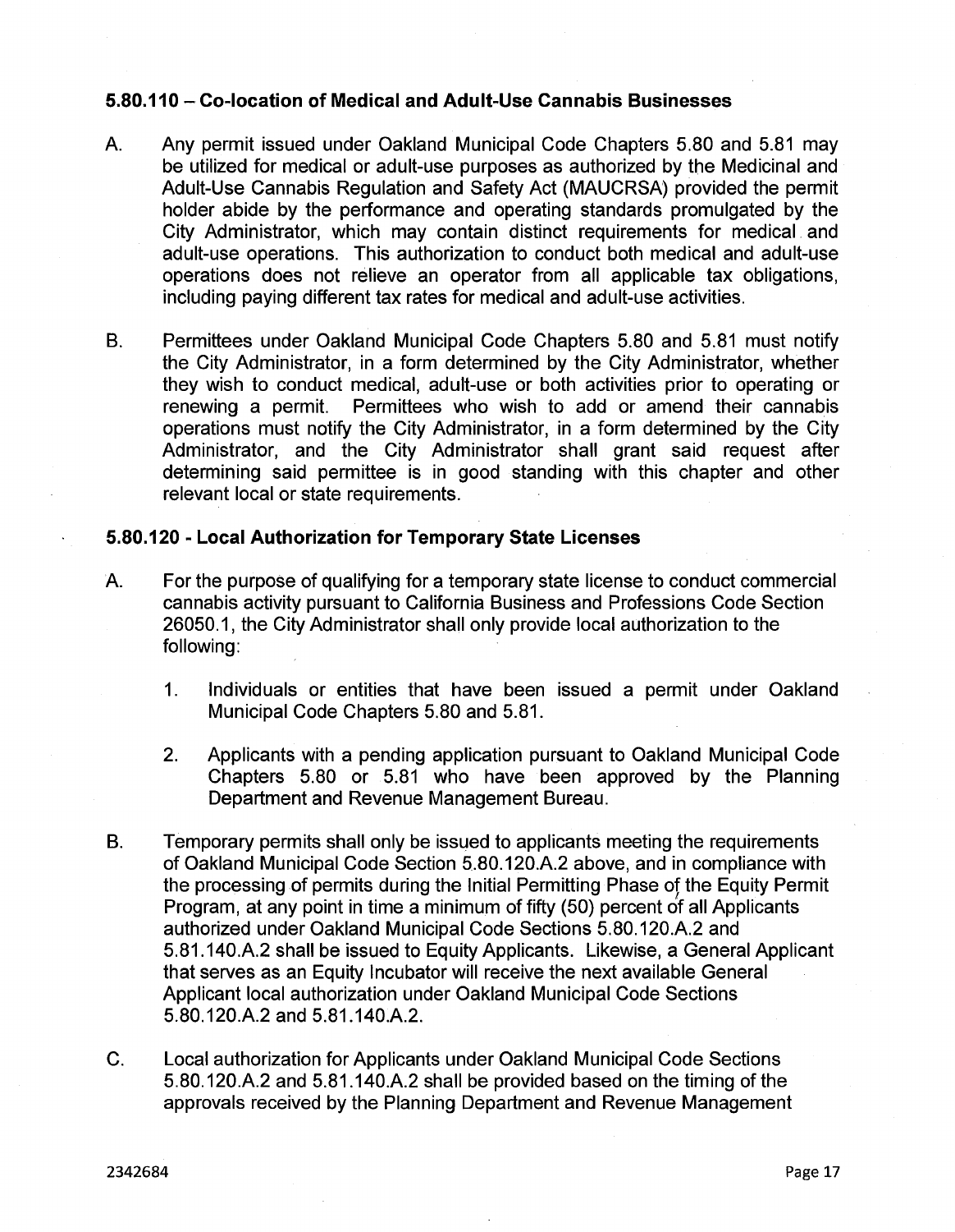### 5.80.110 – Co-location of Medical and Adult-Use Cannabis Businesses

A. Any permit issued under Oakland Municipal Code Chapters 5.80 and 5.81 may be utilized for medical or adult-use purposes as authorized by the Medicinal and Adult-Use Cannabis Regulation and Safety Act (MAUCRSA) provided the permit holder abide by the performance and operating standards promulgated by the City Administrator, which may contain distinct requirements for medical and adult-use operations. This authorization to conduct both medical and adult-use operations does not relieve an operator from all applicable tax obligations, including paying different tax rates for medical and adult-use activities.

B. Permittees under Oakland Municipal Code Chapters 5.80 and 5.81 must notify the City Administrator, in a form determined by the City Administrator, whether they wish to conduct medical, adult-use or both activities prior to operating or renewing a permit. Permittees who wish to add or amend their cannabis operations must notify the City Administrator, in a form determined by the City Administrator, and the City Administrator shall grant said request after determining said permittee is in good standing with this chapter and other relevant local or state requirements.

### 5.80.120 - Local Authorization for Temporary State Licenses

A. For the purpose of qualifying for a temporary state license to conduct commercial cannabis activity pursuant to California Business and Professions Code Section 26050.1, the City Administrator shall only provide local authorization to the following:

   1. Individuals or entities that have been issued a permit under Oakland Municipal Code Chapters 5.80 and 5.81.

   2. Applicants with a pending application pursuant to Oakland Municipal Code Chapters 5.80 or 5.81 who have been approved by the Planning Department and Revenue Management Bureau.

B. Temporary permits shall only be issued to applicants meeting the requirements of Oakland Municipal Code Section 5.80.120.A.2 above, and in compliance with the processing of permits during the Initial Permitting Phase of the Equity Permit Program, at any point in time a minimum of fifty (50) percent of all Applicants authorized under Oakland Municipal Code Sections 5.80.120.A.2 and 5.81.140.A.2 shall be issued to Equity Applicants. Likewise, a General Applicant that serves as an Equity Incubator will receive the next available General Applicant local authorization under Oakland Municipal Code Sections 5.80.120.A.2 and 5.81.140.A.2.

C. Local authorization for Applicants under Oakland Municipal Code Sections 5.80.120.A.2 and 5.81.140.A.2 shall be provided based on the timing of the approvals received by the Planning Department and Revenue Management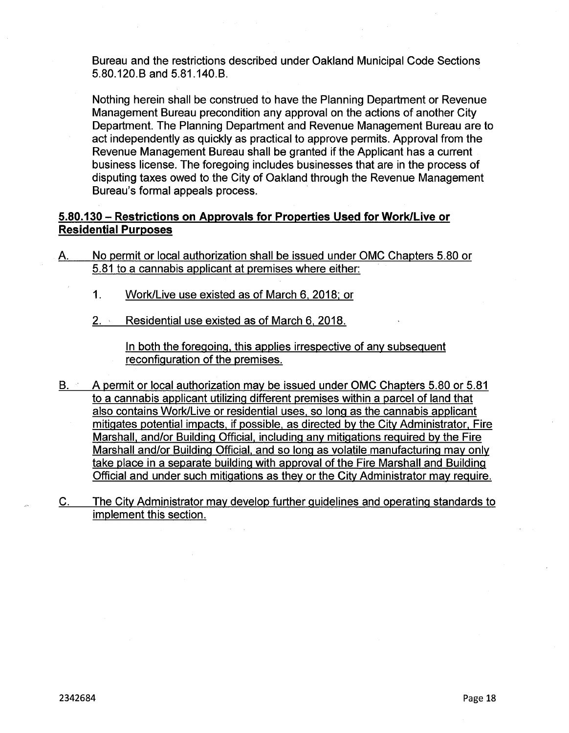Bureau and the restrictions described under Oakland Municipal Code Sections 5.80.120.B and 5.81.140.B.

Nothing herein shall be construed to have the Planning Department or Revenue Management Bureau precondition any approval on the actions of another City Department. The Planning Department and Revenue Management Bureau are to act independently as quickly as practical to approve permits. Approval from the Revenue Management Bureau shall be granted if the Applicant has a current business license. The foregoing includes businesses that are in the process of disputing taxes owed to the City of Oakland through the Revenue Management Bureau's formal appeals process.

**5.80.130 – Restrictions on Approvals for Properties Used for Work/Live or Residential Purposes**

A. No permit or local authorization shall be issued under OMC Chapters 5.80 or 5.81 to a cannabis applicant at premises where either:

1. Work/Live use existed as of March 6, 2018; or

2. Residential use existed as of March 6, 2018.

   In both the foregoing, this applies irrespective of any subsequent reconfiguration of the premises.

B. A permit or local authorization may be issued under OMC Chapters 5.80 or 5.81 to a cannabis applicant utilizing different premises within a parcel of land that also contains Work/Live or residential uses, so long as the cannabis applicant mitigates potential impacts, if possible, as directed by the City Administrator, Fire Marshall, and/or Building Official, including any mitigations required by the Fire Marshall and/or Building Official, and so long as volatile manufacturing may only take place in a separate building with approval of the Fire Marshall and Building Official and under such mitigations as they or the City Administrator may require.

C. The City Administrator may develop further guidelines and operating standards to implement this section.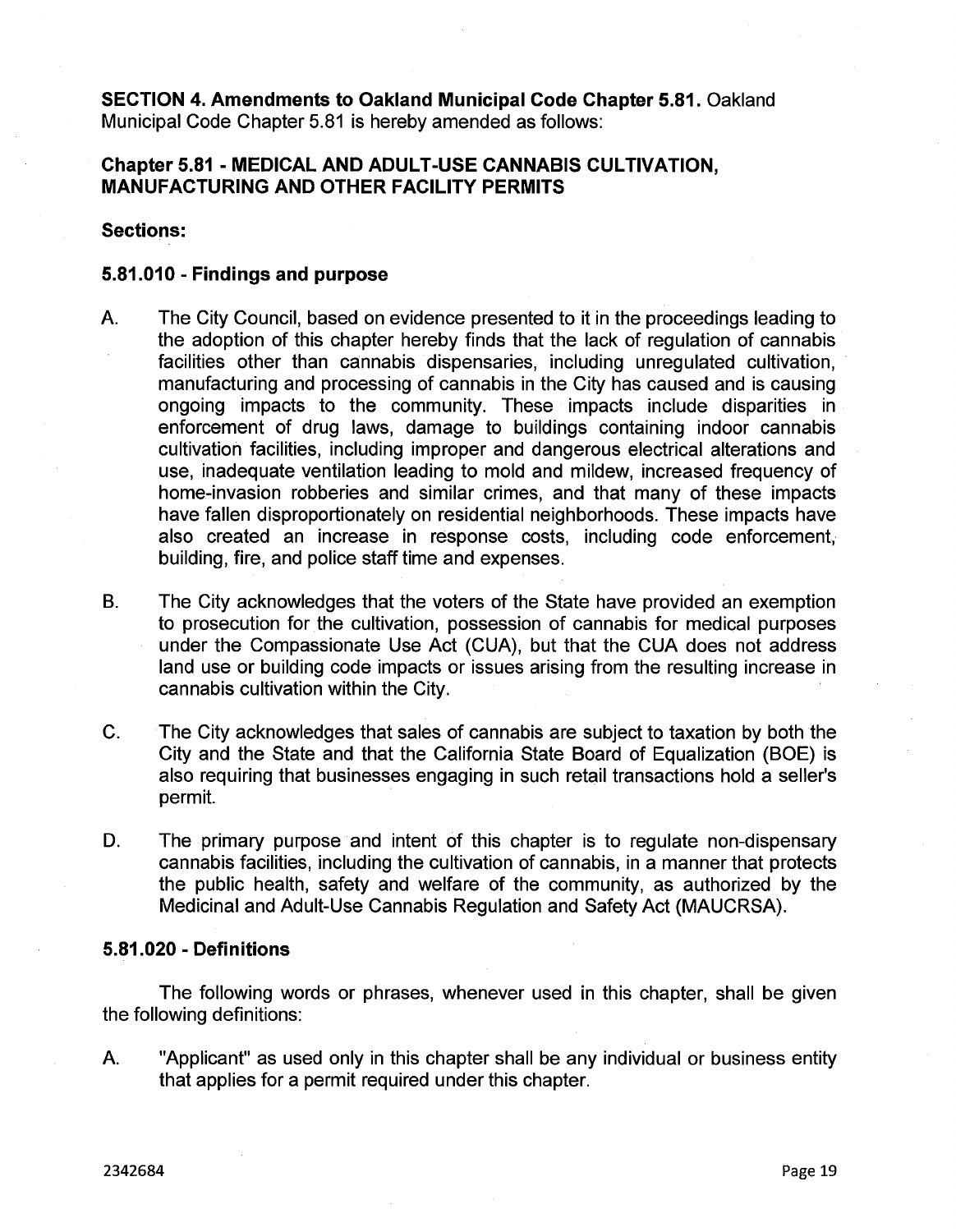**SECTION 4. Amendments to Oakland Municipal Code Chapter 5.81.** Oakland Municipal Code Chapter 5.81 is hereby amended as follows:

## Chapter 5.81 - MEDICAL AND ADULT-USE CANNABIS CULTIVATION, MANUFACTURING AND OTHER FACILITY PERMITS

### Sections:

### 5.81.010 - Findings and purpose

A. The City Council, based on evidence presented to it in the proceedings leading to the adoption of this chapter hereby finds that the lack of regulation of cannabis facilities other than cannabis dispensaries, including unregulated cultivation, manufacturing and processing of cannabis in the City has caused and is causing ongoing impacts to the community. These impacts include disparities in enforcement of drug laws, damage to buildings containing indoor cannabis cultivation facilities, including improper and dangerous electrical alterations and use, inadequate ventilation leading to mold and mildew, increased frequency of home-invasion robberies and similar crimes, and that many of these impacts have fallen disproportionately on residential neighborhoods. These impacts have also created an increase in response costs, including code enforcement, building, fire, and police staff time and expenses.

B. The City acknowledges that the voters of the State have provided an exemption to prosecution for the cultivation, possession of cannabis for medical purposes under the Compassionate Use Act (CUA), but that the CUA does not address land use or building code impacts or issues arising from the resulting increase in cannabis cultivation within the City.

C. The City acknowledges that sales of cannabis are subject to taxation by both the City and the State and that the California State Board of Equalization (BOE) is also requiring that businesses engaging in such retail transactions hold a seller's permit.

D. The primary purpose and intent of this chapter is to regulate non-dispensary cannabis facilities, including the cultivation of cannabis, in a manner that protects the public health, safety and welfare of the community, as authorized by the Medicinal and Adult-Use Cannabis Regulation and Safety Act (MAUCRSA).

### 5.81.020 - Definitions

The following words or phrases, whenever used in this chapter, shall be given the following definitions:

A. "Applicant" as used only in this chapter shall be any individual or business entity that applies for a permit required under this chapter.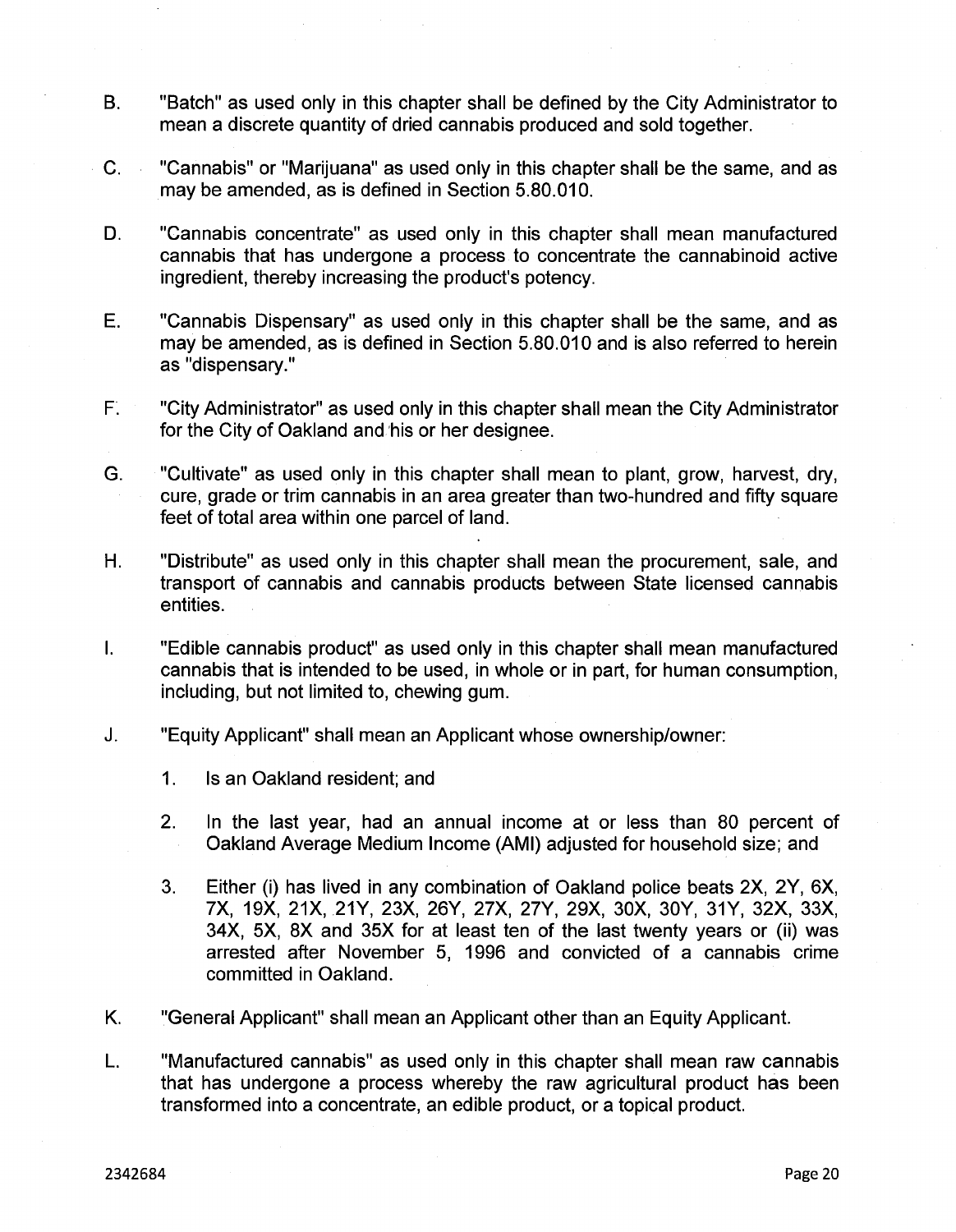B. "Batch" as used only in this chapter shall be defined by the City Administrator to mean a discrete quantity of dried cannabis produced and sold together.

C. "Cannabis" or "Marijuana" as used only in this chapter shall be the same, and as may be amended, as is defined in Section 5.80.010.

D. "Cannabis concentrate" as used only in this chapter shall mean manufactured cannabis that has undergone a process to concentrate the cannabinoid active ingredient, thereby increasing the product's potency.

E. "Cannabis Dispensary" as used only in this chapter shall be the same, and as may be amended, as is defined in Section 5.80.010 and is also referred to herein as "dispensary."

F. "City Administrator" as used only in this chapter shall mean the City Administrator for the City of Oakland and his or her designee.

G. "Cultivate" as used only in this chapter shall mean to plant, grow, harvest, dry, cure, grade or trim cannabis in an area greater than two-hundred and fifty square feet of total area within one parcel of land.

H. "Distribute" as used only in this chapter shall mean the procurement, sale, and transport of cannabis and cannabis products between State licensed cannabis entities.

I. "Edible cannabis product" as used only in this chapter shall mean manufactured cannabis that is intended to be used, in whole or in part, for human consumption, including, but not limited to, chewing gum.

J. "Equity Applicant" shall mean an Applicant whose ownership/owner:

   1. Is an Oakland resident; and

   2. In the last year, had an annual income at or less than 80 percent of Oakland Average Medium Income (AMI) adjusted for household size; and

   3. Either (i) has lived in any combination of Oakland police beats 2X, 2Y, 6X, 7X, 19X, 21X, 21Y, 23X, 26Y, 27X, 27Y, 29X, 30X, 30Y, 31Y, 32X, 33X, 34X, 5X, 8X and 35X for at least ten of the last twenty years or (ii) was arrested after November 5, 1996 and convicted of a cannabis crime committed in Oakland.

K. "General Applicant" shall mean an Applicant other than an Equity Applicant.

L. "Manufactured cannabis" as used only in this chapter shall mean raw cannabis that has undergone a process whereby the raw agricultural product has been transformed into a concentrate, an edible product, or a topical product.

2342684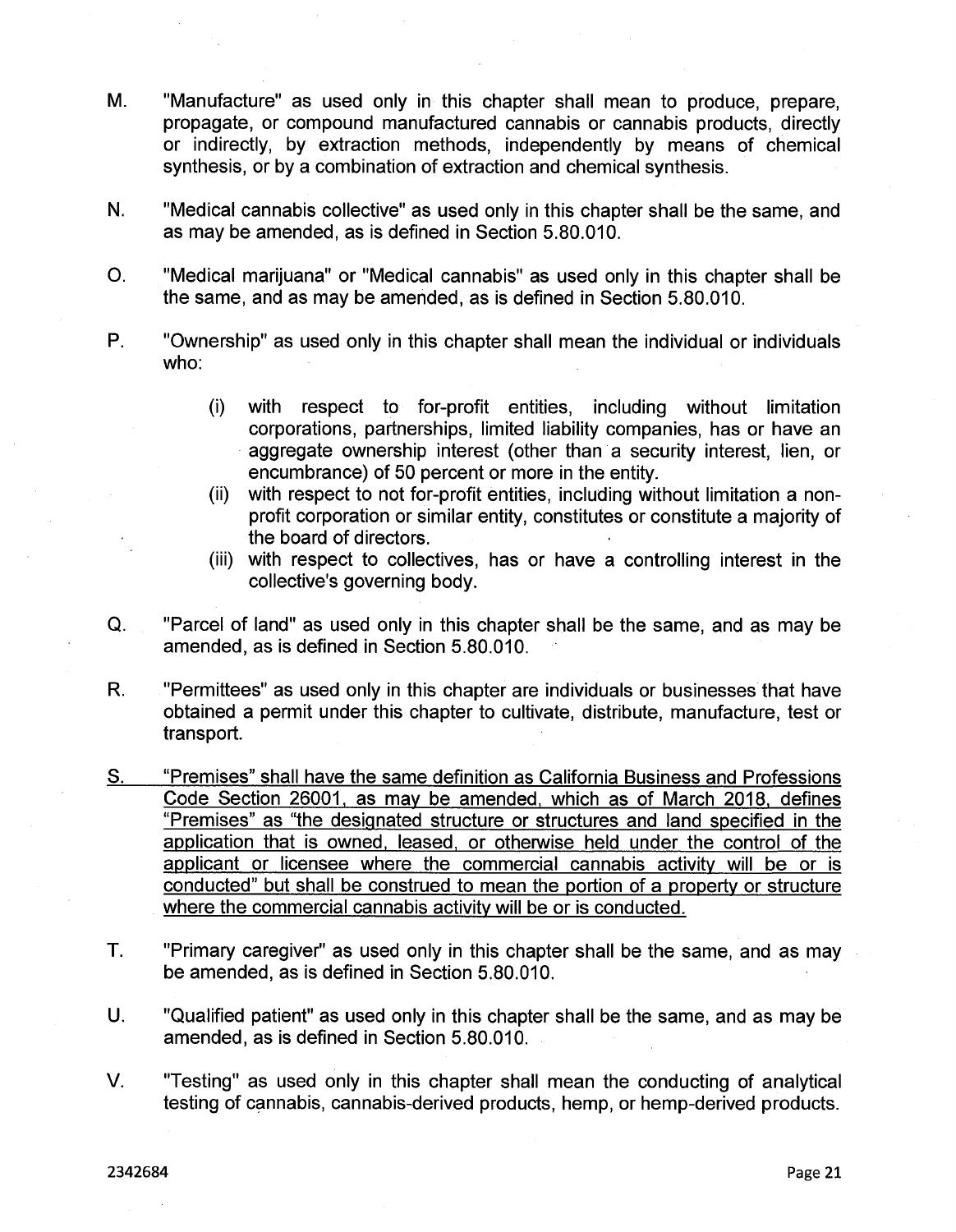M. "Manufacture" as used only in this chapter shall mean to produce, prepare, propagate, or compound manufactured cannabis or cannabis products, directly or indirectly, by extraction methods, independently by means of chemical synthesis, or by a combination of extraction and chemical synthesis.

N. "Medical cannabis collective" as used only in this chapter shall be the same, and as may be amended, as is defined in Section 5.80.010.

O. "Medical marijuana" or "Medical cannabis" as used only in this chapter shall be the same, and as may be amended, as is defined in Section 5.80.010.

P. "Ownership" as used only in this chapter shall mean the individual or individuals who:

   (i) with respect to for-profit entities, including without limitation corporations, partnerships, limited liability companies, has or have an aggregate ownership interest (other than a security interest, lien, or encumbrance) of 50 percent or more in the entity.
   (ii) with respect to not for-profit entities, including without limitation a non-profit corporation or similar entity, constitutes or constitute a majority of the board of directors.
   (iii) with respect to collectives, has or have a controlling interest in the collective's governing body.

Q. "Parcel of land" as used only in this chapter shall be the same, and as may be amended, as is defined in Section 5.80.010.

R. "Permittees" as used only in this chapter are individuals or businesses that have obtained a permit under this chapter to cultivate, distribute, manufacture, test or transport.

<u>S. "Premises" shall have the same definition as California Business and Professions Code Section 26001, as may be amended, which as of March 2018, defines "Premises" as "the designated structure or structures and land specified in the application that is owned, leased, or otherwise held under the control of the applicant or licensee where the commercial cannabis activity will be or is conducted" but shall be construed to mean the portion of a property or structure where the commercial cannabis activity will be or is conducted.</u>

T. "Primary caregiver" as used only in this chapter shall be the same, and as may be amended, as is defined in Section 5.80.010.

U. "Qualified patient" as used only in this chapter shall be the same, and as may be amended, as is defined in Section 5.80.010.

V. "Testing" as used only in this chapter shall mean the conducting of analytical testing of cannabis, cannabis-derived products, hemp, or hemp-derived products.

2342684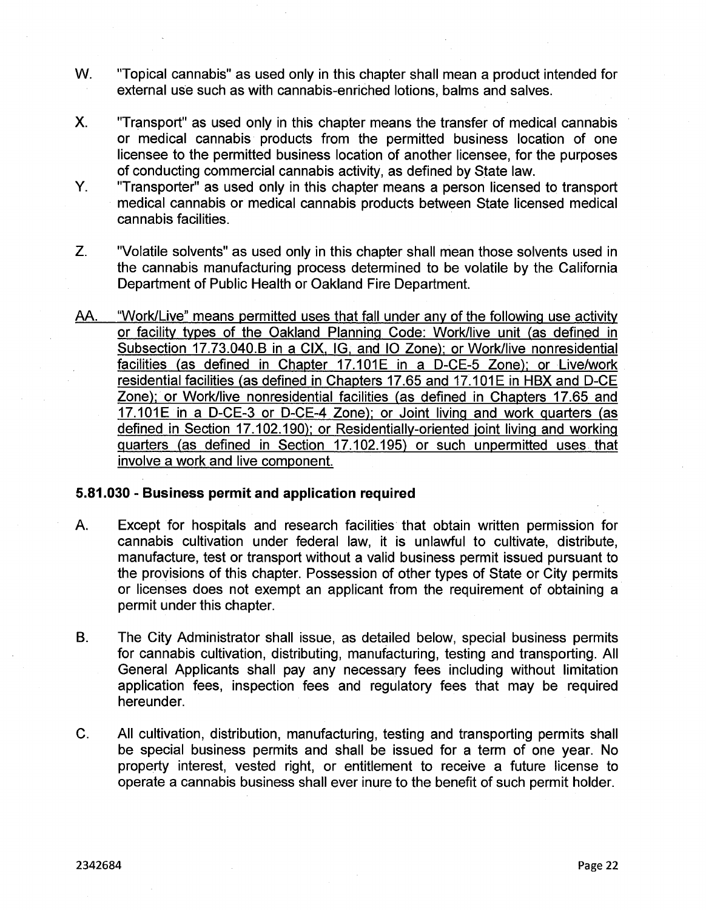W. "Topical cannabis" as used only in this chapter shall mean a product intended for external use such as with cannabis-enriched lotions, balms and salves.

X. "Transport" as used only in this chapter means the transfer of medical cannabis or medical cannabis products from the permitted business location of one licensee to the permitted business location of another licensee, for the purposes of conducting commercial cannabis activity, as defined by State law.

Y. "Transporter" as used only in this chapter means a person licensed to transport medical cannabis or medical cannabis products between State licensed medical cannabis facilities.

Z. "Volatile solvents" as used only in this chapter shall mean those solvents used in the cannabis manufacturing process determined to be volatile by the California Department of Public Health or Oakland Fire Department.

<u>AA. "Work/Live" means permitted uses that fall under any of the following use activity or facility types of the Oakland Planning Code: Work/live unit (as defined in Subsection 17.73.040.B in a CIX, IG, and IO Zone); or Work/live nonresidential facilities (as defined in Chapter 17.101E in a D-CE-5 Zone); or Live/work residential facilities (as defined in Chapters 17.65 and 17.101E in HBX and D-CE Zone); or Work/live nonresidential facilities (as defined in Chapters 17.65 and 17.101E in a D-CE-3 or D-CE-4 Zone); or Joint living and work quarters (as defined in Section 17.102.190); or Residentially-oriented joint living and working quarters (as defined in Section 17.102.195) or such unpermitted uses that involve a work and live component.</u>

### 5.81.030 - Business permit and application required

A. Except for hospitals and research facilities that obtain written permission for cannabis cultivation under federal law, it is unlawful to cultivate, distribute, manufacture, test or transport without a valid business permit issued pursuant to the provisions of this chapter. Possession of other types of State or City permits or licenses does not exempt an applicant from the requirement of obtaining a permit under this chapter.

B. The City Administrator shall issue, as detailed below, special business permits for cannabis cultivation, distributing, manufacturing, testing and transporting. All General Applicants shall pay any necessary fees including without limitation application fees, inspection fees and regulatory fees that may be required hereunder.

C. All cultivation, distribution, manufacturing, testing and transporting permits shall be special business permits and shall be issued for a term of one year. No property interest, vested right, or entitlement to receive a future license to operate a cannabis business shall ever inure to the benefit of such permit holder.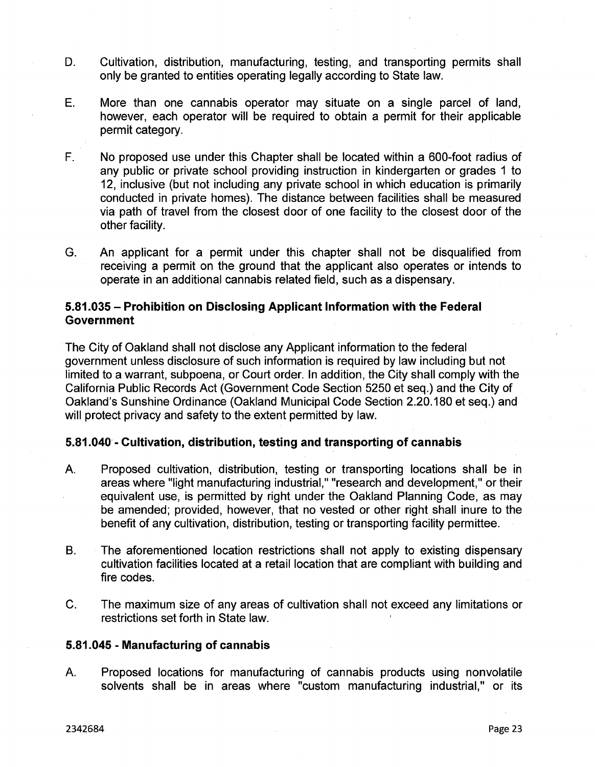D. Cultivation, distribution, manufacturing, testing, and transporting permits shall only be granted to entities operating legally according to State law.

E. More than one cannabis operator may situate on a single parcel of land, however, each operator will be required to obtain a permit for their applicable permit category.

F. No proposed use under this Chapter shall be located within a 600-foot radius of any public or private school providing instruction in kindergarten or grades 1 to 12, inclusive (but not including any private school in which education is primarily conducted in private homes). The distance between facilities shall be measured via path of travel from the closest door of one facility to the closest door of the other facility.

G. An applicant for a permit under this chapter shall not be disqualified from receiving a permit on the ground that the applicant also operates or intends to operate in an additional cannabis related field, such as a dispensary.

### 5.81.035 – Prohibition on Disclosing Applicant Information with the Federal Government

The City of Oakland shall not disclose any Applicant information to the federal government unless disclosure of such information is required by law including but not limited to a warrant, subpoena, or Court order. In addition, the City shall comply with the California Public Records Act (Government Code Section 5250 et seq.) and the City of Oakland's Sunshine Ordinance (Oakland Municipal Code Section 2.20.180 et seq.) and will protect privacy and safety to the extent permitted by law.

### 5.81.040 - Cultivation, distribution, testing and transporting of cannabis

A. Proposed cultivation, distribution, testing or transporting locations shall be in areas where "light manufacturing industrial," "research and development," or their equivalent use, is permitted by right under the Oakland Planning Code, as may be amended; provided, however, that no vested or other right shall inure to the benefit of any cultivation, distribution, testing or transporting facility permittee.

B. The aforementioned location restrictions shall not apply to existing dispensary cultivation facilities located at a retail location that are compliant with building and fire codes.

C. The maximum size of any areas of cultivation shall not exceed any limitations or restrictions set forth in State law.

### 5.81.045 - Manufacturing of cannabis

A. Proposed locations for manufacturing of cannabis products using nonvolatile solvents shall be in areas where "custom manufacturing industrial," or its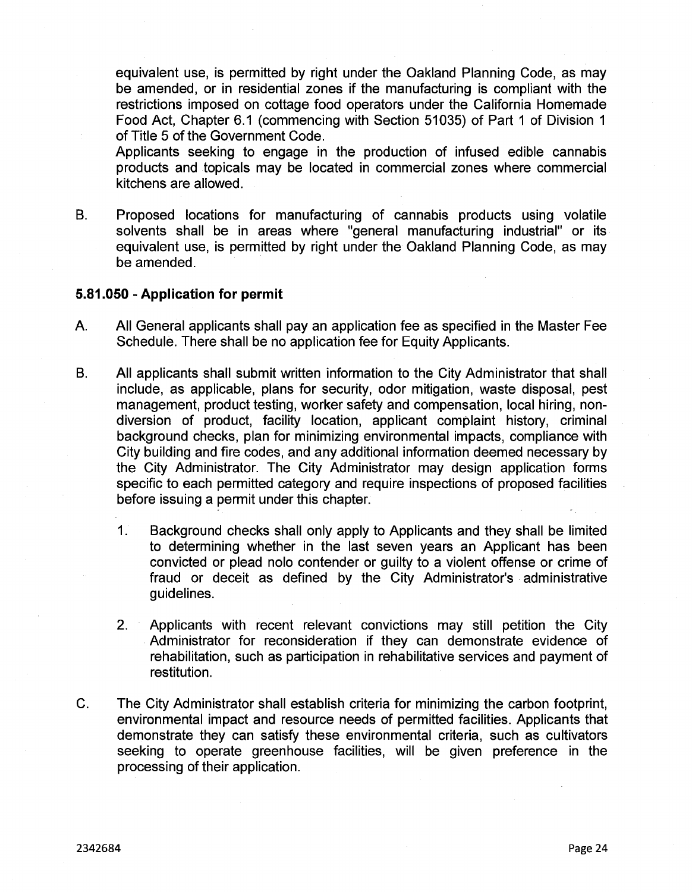equivalent use, is permitted by right under the Oakland Planning Code, as may be amended, or in residential zones if the manufacturing is compliant with the restrictions imposed on cottage food operators under the California Homemade Food Act, Chapter 6.1 (commencing with Section 51035) of Part 1 of Division 1 of Title 5 of the Government Code.

Applicants seeking to engage in the production of infused edible cannabis products and topicals may be located in commercial zones where commercial kitchens are allowed.

B. Proposed locations for manufacturing of cannabis products using volatile solvents shall be in areas where "general manufacturing industrial" or its equivalent use, is permitted by right under the Oakland Planning Code, as may be amended.

### 5.81.050 - Application for permit

A. All General applicants shall pay an application fee as specified in the Master Fee Schedule. There shall be no application fee for Equity Applicants.

B. All applicants shall submit written information to the City Administrator that shall include, as applicable, plans for security, odor mitigation, waste disposal, pest management, product testing, worker safety and compensation, local hiring, non-diversion of product, facility location, applicant complaint history, criminal background checks, plan for minimizing environmental impacts, compliance with City building and fire codes, and any additional information deemed necessary by the City Administrator. The City Administrator may design application forms specific to each permitted category and require inspections of proposed facilities before issuing a permit under this chapter.

   1. Background checks shall only apply to Applicants and they shall be limited to determining whether in the last seven years an Applicant has been convicted or plead nolo contender or guilty to a violent offense or crime of fraud or deceit as defined by the City Administrator's administrative guidelines.

   2. Applicants with recent relevant convictions may still petition the City Administrator for reconsideration if they can demonstrate evidence of rehabilitation, such as participation in rehabilitative services and payment of restitution.

C. The City Administrator shall establish criteria for minimizing the carbon footprint, environmental impact and resource needs of permitted facilities. Applicants that demonstrate they can satisfy these environmental criteria, such as cultivators seeking to operate greenhouse facilities, will be given preference in the processing of their application.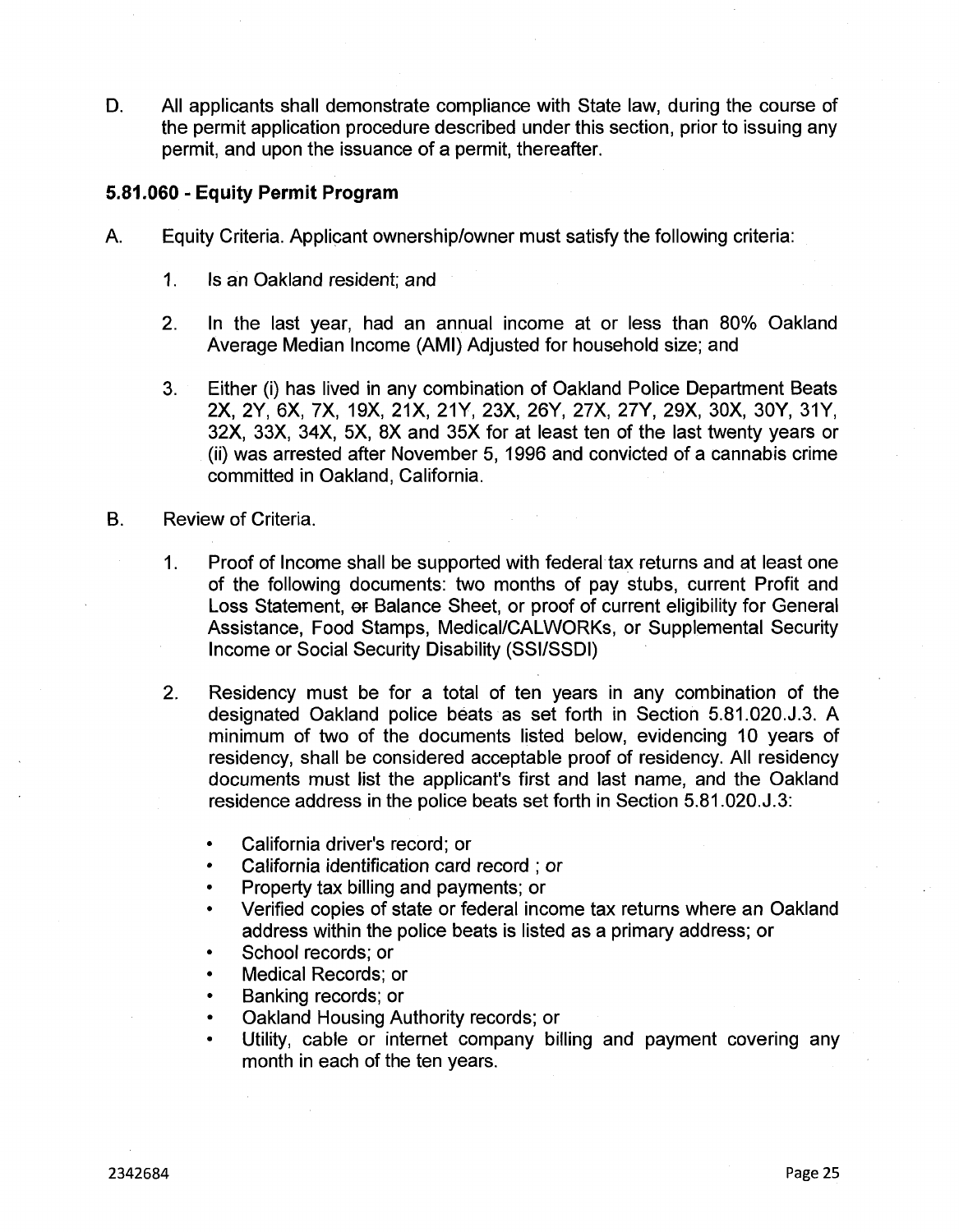D. All applicants shall demonstrate compliance with State law, during the course of the permit application procedure described under this section, prior to issuing any permit, and upon the issuance of a permit, thereafter.

### 5.81.060 - Equity Permit Program

A. Equity Criteria. Applicant ownership/owner must satisfy the following criteria:

1. Is an Oakland resident; and

2. In the last year, had an annual income at or less than 80% Oakland Average Median Income (AMI) Adjusted for household size; and

3. Either (i) has lived in any combination of Oakland Police Department Beats 2X, 2Y, 6X, 7X, 19X, 21X, 21Y, 23X, 26Y, 27X, 27Y, 29X, 30X, 30Y, 31Y, 32X, 33X, 34X, 5X, 8X and 35X for at least ten of the last twenty years or (ii) was arrested after November 5, 1996 and convicted of a cannabis crime committed in Oakland, California.

B. Review of Criteria.

1. Proof of Income shall be supported with federal tax returns and at least one of the following documents: two months of pay stubs, current Profit and Loss Statement, ~~or~~ Balance Sheet, or proof of current eligibility for General Assistance, Food Stamps, Medical/CALWORKs, or Supplemental Security Income or Social Security Disability (SSI/SSDI)

2. Residency must be for a total of ten years in any combination of the designated Oakland police beats as set forth in Section 5.81.020.J.3. A minimum of two of the documents listed below, evidencing 10 years of residency, shall be considered acceptable proof of residency. All residency documents must list the applicant's first and last name, and the Oakland residence address in the police beats set forth in Section 5.81.020.J.3:

   - California driver's record; or
   - California identification card record ; or
   - Property tax billing and payments; or
   - Verified copies of state or federal income tax returns where an Oakland address within the police beats is listed as a primary address; or
   - School records; or
   - Medical Records; or
   - Banking records; or
   - Oakland Housing Authority records; or
   - Utility, cable or internet company billing and payment covering any month in each of the ten years.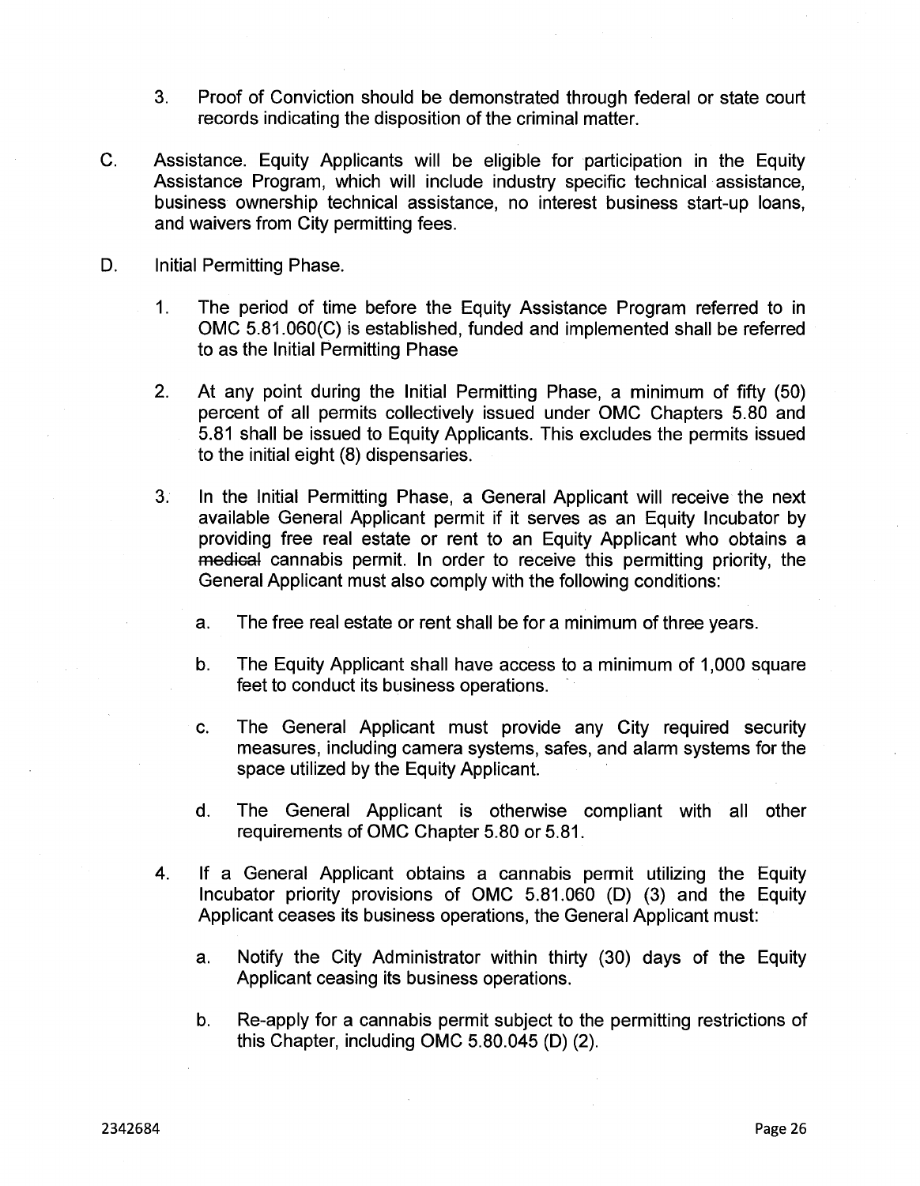3. Proof of Conviction should be demonstrated through federal or state court records indicating the disposition of the criminal matter.

C. Assistance. Equity Applicants will be eligible for participation in the Equity Assistance Program, which will include industry specific technical assistance, business ownership technical assistance, no interest business start-up loans, and waivers from City permitting fees.

D. Initial Permitting Phase.

   1. The period of time before the Equity Assistance Program referred to in OMC 5.81.060(C) is established, funded and implemented shall be referred to as the Initial Permitting Phase

   2. At any point during the Initial Permitting Phase, a minimum of fifty (50) percent of all permits collectively issued under OMC Chapters 5.80 and 5.81 shall be issued to Equity Applicants. This excludes the permits issued to the initial eight (8) dispensaries.

   3. In the Initial Permitting Phase, a General Applicant will receive the next available General Applicant permit if it serves as an Equity Incubator by providing free real estate or rent to an Equity Applicant who obtains a ~~medical~~ cannabis permit. In order to receive this permitting priority, the General Applicant must also comply with the following conditions:

      a. The free real estate or rent shall be for a minimum of three years.

      b. The Equity Applicant shall have access to a minimum of 1,000 square feet to conduct its business operations.

      c. The General Applicant must provide any City required security measures, including camera systems, safes, and alarm systems for the space utilized by the Equity Applicant.

      d. The General Applicant is otherwise compliant with all other requirements of OMC Chapter 5.80 or 5.81.

   4. If a General Applicant obtains a cannabis permit utilizing the Equity Incubator priority provisions of OMC 5.81.060 (D) (3) and the Equity Applicant ceases its business operations, the General Applicant must:

      a. Notify the City Administrator within thirty (30) days of the Equity Applicant ceasing its business operations.

      b. Re-apply for a cannabis permit subject to the permitting restrictions of this Chapter, including OMC 5.80.045 (D) (2).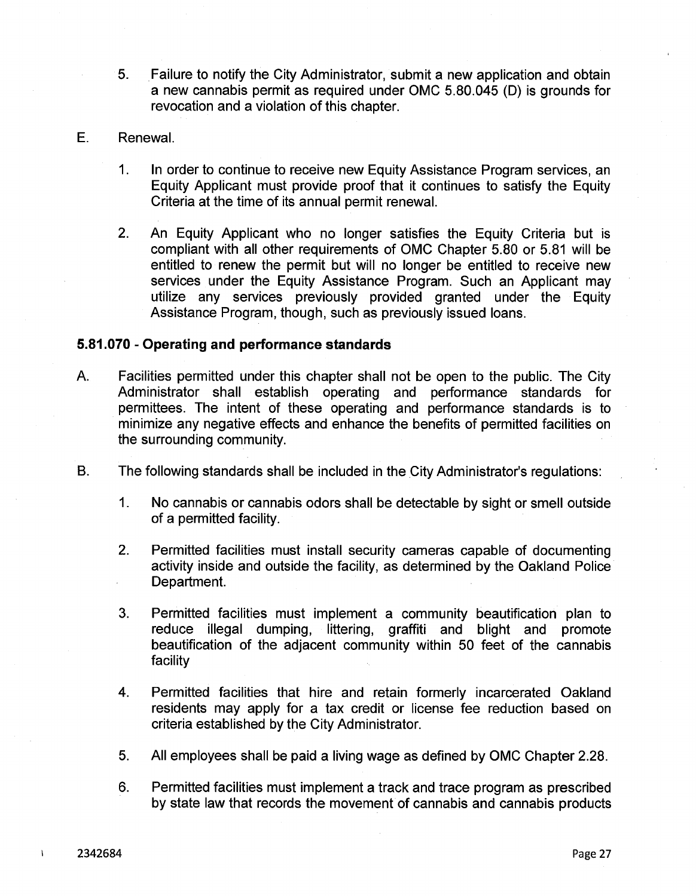5. Failure to notify the City Administrator, submit a new application and obtain a new cannabis permit as required under OMC 5.80.045 (D) is grounds for revocation and a violation of this chapter.

E. Renewal.

1. In order to continue to receive new Equity Assistance Program services, an Equity Applicant must provide proof that it continues to satisfy the Equity Criteria at the time of its annual permit renewal.

2. An Equity Applicant who no longer satisfies the Equity Criteria but is compliant with all other requirements of OMC Chapter 5.80 or 5.81 will be entitled to renew the permit but will no longer be entitled to receive new services under the Equity Assistance Program. Such an Applicant may utilize any services previously provided granted under the Equity Assistance Program, though, such as previously issued loans.

**5.81.070 - Operating and performance standards**

A. Facilities permitted under this chapter shall not be open to the public. The City Administrator shall establish operating and performance standards for permittees. The intent of these operating and performance standards is to minimize any negative effects and enhance the benefits of permitted facilities on the surrounding community.

B. The following standards shall be included in the City Administrator's regulations:

1. No cannabis or cannabis odors shall be detectable by sight or smell outside of a permitted facility.

2. Permitted facilities must install security cameras capable of documenting activity inside and outside the facility, as determined by the Oakland Police Department.

3. Permitted facilities must implement a community beautification plan to reduce illegal dumping, littering, graffiti and blight and promote beautification of the adjacent community within 50 feet of the cannabis facility

4. Permitted facilities that hire and retain formerly incarcerated Oakland residents may apply for a tax credit or license fee reduction based on criteria established by the City Administrator.

5. All employees shall be paid a living wage as defined by OMC Chapter 2.28.

6. Permitted facilities must implement a track and trace program as prescribed by state law that records the movement of cannabis and cannabis products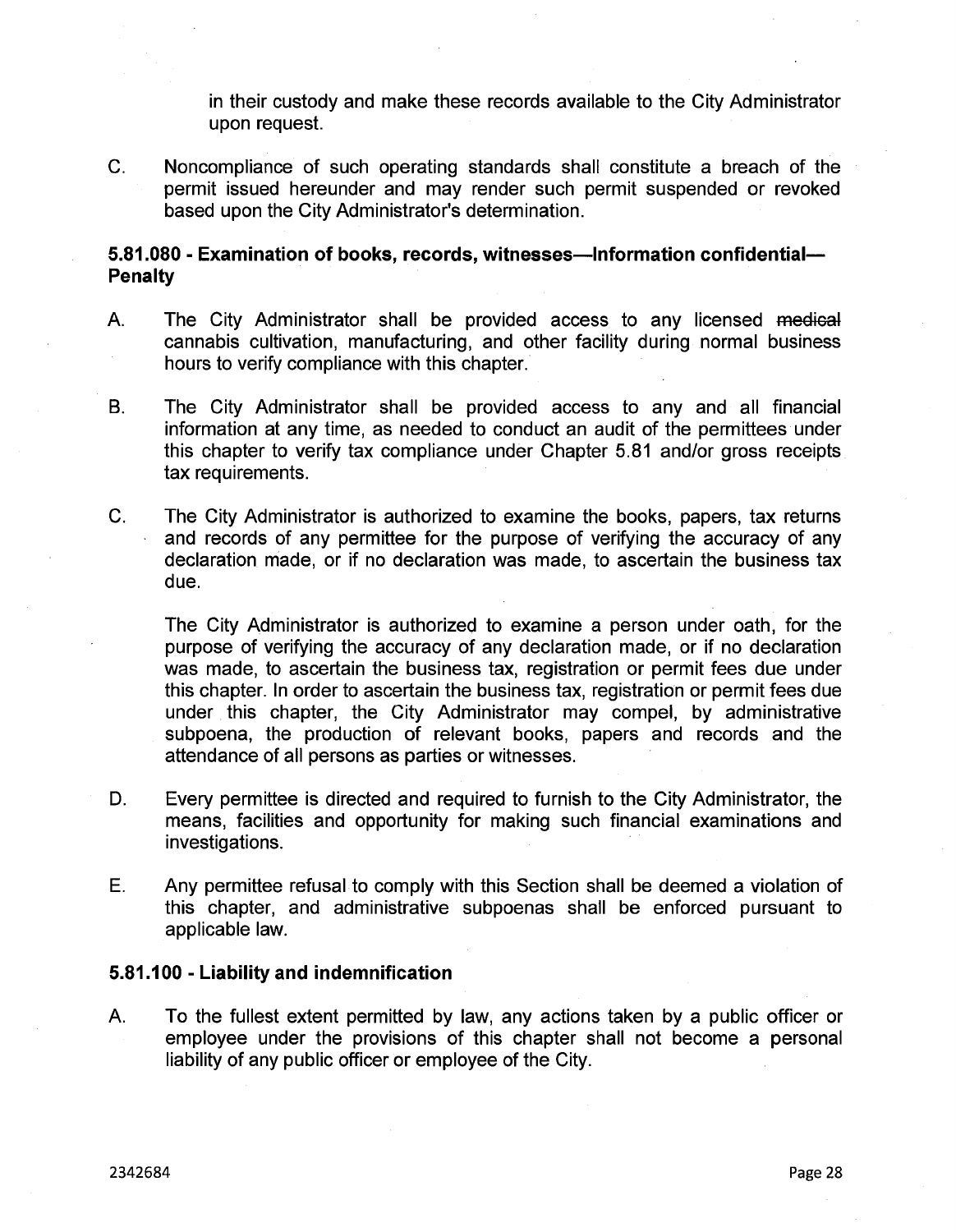in their custody and make these records available to the City Administrator upon request.

C. Noncompliance of such operating standards shall constitute a breach of the permit issued hereunder and may render such permit suspended or revoked based upon the City Administrator's determination.

### 5.81.080 - Examination of books, records, witnesses—Information confidential—Penalty

A. The City Administrator shall be provided access to any licensed ~~medical~~ cannabis cultivation, manufacturing, and other facility during normal business hours to verify compliance with this chapter.

B. The City Administrator shall be provided access to any and all financial information at any time, as needed to conduct an audit of the permittees under this chapter to verify tax compliance under Chapter 5.81 and/or gross receipts tax requirements.

C. The City Administrator is authorized to examine the books, papers, tax returns and records of any permittee for the purpose of verifying the accuracy of any declaration made, or if no declaration was made, to ascertain the business tax due.

The City Administrator is authorized to examine a person under oath, for the purpose of verifying the accuracy of any declaration made, or if no declaration was made, to ascertain the business tax, registration or permit fees due under this chapter. In order to ascertain the business tax, registration or permit fees due under this chapter, the City Administrator may compel, by administrative subpoena, the production of relevant books, papers and records and the attendance of all persons as parties or witnesses.

D. Every permittee is directed and required to furnish to the City Administrator, the means, facilities and opportunity for making such financial examinations and investigations.

E. Any permittee refusal to comply with this Section shall be deemed a violation of this chapter, and administrative subpoenas shall be enforced pursuant to applicable law.

### 5.81.100 - Liability and indemnification

A. To the fullest extent permitted by law, any actions taken by a public officer or employee under the provisions of this chapter shall not become a personal liability of any public officer or employee of the City.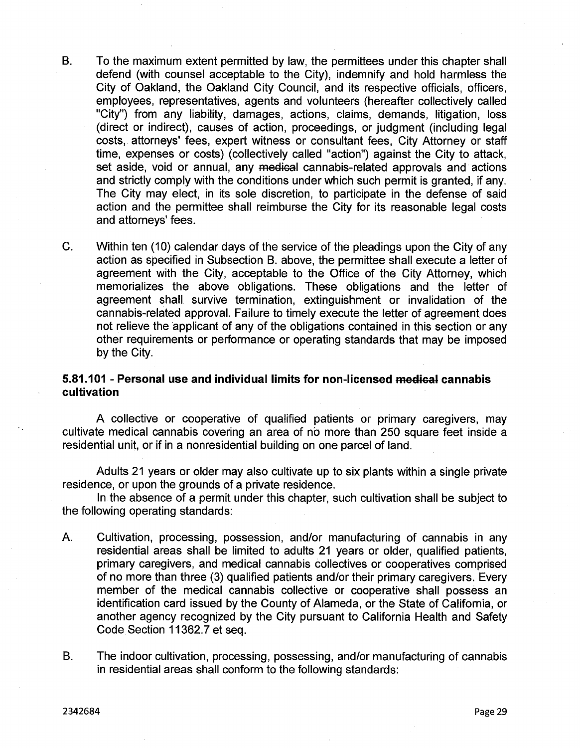B. To the maximum extent permitted by law, the permittees under this chapter shall defend (with counsel acceptable to the City), indemnify and hold harmless the City of Oakland, the Oakland City Council, and its respective officials, officers, employees, representatives, agents and volunteers (hereafter collectively called "City") from any liability, damages, actions, claims, demands, litigation, loss (direct or indirect), causes of action, proceedings, or judgment (including legal costs, attorneys' fees, expert witness or consultant fees, City Attorney or staff time, expenses or costs) (collectively called "action") against the City to attack, set aside, void or annual, any ~~medical~~ cannabis-related approvals and actions and strictly comply with the conditions under which such permit is granted, if any. The City may elect, in its sole discretion, to participate in the defense of said action and the permittee shall reimburse the City for its reasonable legal costs and attorneys' fees.

C. Within ten (10) calendar days of the service of the pleadings upon the City of any action as specified in Subsection B. above, the permittee shall execute a letter of agreement with the City, acceptable to the Office of the City Attorney, which memorializes the above obligations. These obligations and the letter of agreement shall survive termination, extinguishment or invalidation of the cannabis-related approval. Failure to timely execute the letter of agreement does not relieve the applicant of any of the obligations contained in this section or any other requirements or performance or operating standards that may be imposed by the City.

### 5.81.101 - Personal use and individual limits for non-licensed ~~medical~~ cannabis cultivation

A collective or cooperative of qualified patients or primary caregivers, may cultivate medical cannabis covering an area of no more than 250 square feet inside a residential unit, or if in a nonresidential building on one parcel of land.

Adults 21 years or older may also cultivate up to six plants within a single private residence, or upon the grounds of a private residence.

In the absence of a permit under this chapter, such cultivation shall be subject to the following operating standards:

A. Cultivation, processing, possession, and/or manufacturing of cannabis in any residential areas shall be limited to adults 21 years or older, qualified patients, primary caregivers, and medical cannabis collectives or cooperatives comprised of no more than three (3) qualified patients and/or their primary caregivers. Every member of the medical cannabis collective or cooperative shall possess an identification card issued by the County of Alameda, or the State of California, or another agency recognized by the City pursuant to California Health and Safety Code Section 11362.7 et seq.

B. The indoor cultivation, processing, possessing, and/or manufacturing of cannabis in residential areas shall conform to the following standards: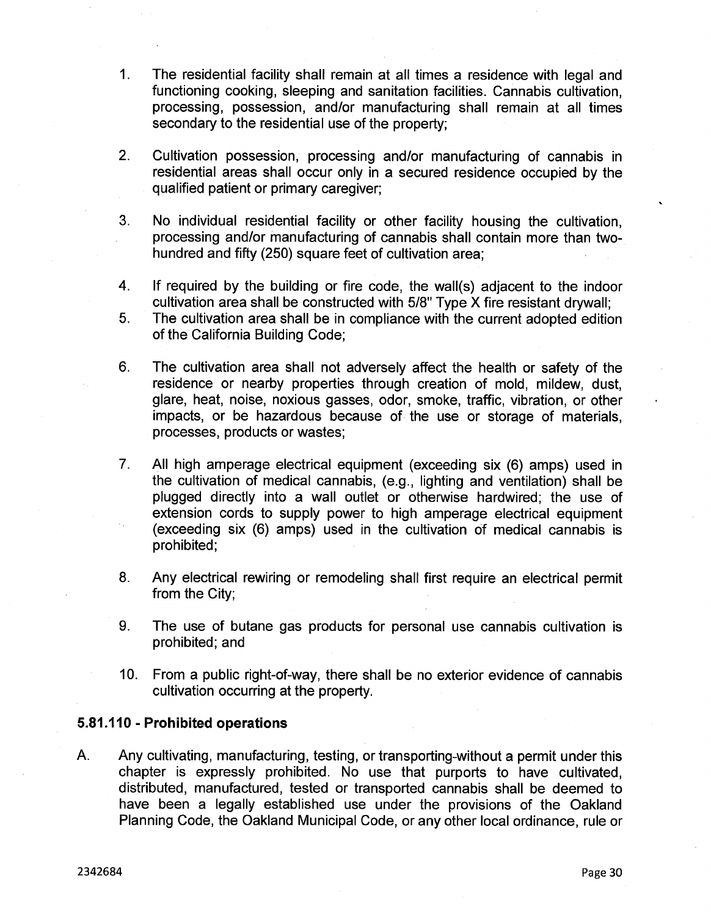1. The residential facility shall remain at all times a residence with legal and functioning cooking, sleeping and sanitation facilities. Cannabis cultivation, processing, possession, and/or manufacturing shall remain at all times secondary to the residential use of the property;

2. Cultivation possession, processing and/or manufacturing of cannabis in residential areas shall occur only in a secured residence occupied by the qualified patient or primary caregiver;

3. No individual residential facility or other facility housing the cultivation, processing and/or manufacturing of cannabis shall contain more than two-hundred and fifty (250) square feet of cultivation area;

4. If required by the building or fire code, the wall(s) adjacent to the indoor cultivation area shall be constructed with 5/8" Type X fire resistant drywall;
5. The cultivation area shall be in compliance with the current adopted edition of the California Building Code;

6. The cultivation area shall not adversely affect the health or safety of the residence or nearby properties through creation of mold, mildew, dust, glare, heat, noise, noxious gasses, odor, smoke, traffic, vibration, or other impacts, or be hazardous because of the use or storage of materials, processes, products or wastes;

7. All high amperage electrical equipment (exceeding six (6) amps) used in the cultivation of medical cannabis, (e.g., lighting and ventilation) shall be plugged directly into a wall outlet or otherwise hardwired; the use of extension cords to supply power to high amperage electrical equipment (exceeding six (6) amps) used in the cultivation of medical cannabis is prohibited;

8. Any electrical rewiring or remodeling shall first require an electrical permit from the City;

9. The use of butane gas products for personal use cannabis cultivation is prohibited; and

10. From a public right-of-way, there shall be no exterior evidence of cannabis cultivation occurring at the property.

### 5.81.110 - Prohibited operations

A. Any cultivating, manufacturing, testing, or transporting-without a permit under this chapter is expressly prohibited. No use that purports to have cultivated, distributed, manufactured, tested or transported cannabis shall be deemed to have been a legally established use under the provisions of the Oakland Planning Code, the Oakland Municipal Code, or any other local ordinance, rule or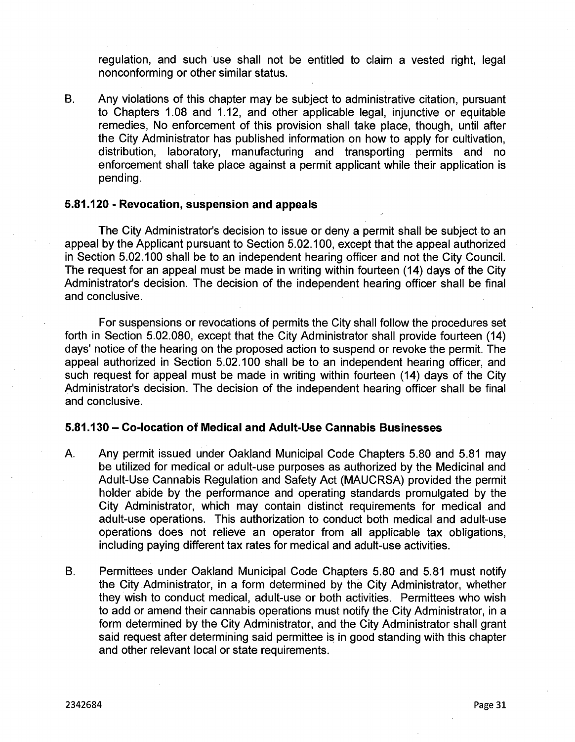regulation, and such use shall not be entitled to claim a vested right, legal nonconforming or other similar status.

B. Any violations of this chapter may be subject to administrative citation, pursuant to Chapters 1.08 and 1.12, and other applicable legal, injunctive or equitable remedies, No enforcement of this provision shall take place, though, until after the City Administrator has published information on how to apply for cultivation, distribution, laboratory, manufacturing and transporting permits and no enforcement shall take place against a permit applicant while their application is pending.

**5.81.120 - Revocation, suspension and appeals**

The City Administrator's decision to issue or deny a permit shall be subject to an appeal by the Applicant pursuant to Section 5.02.100, except that the appeal authorized in Section 5.02.100 shall be to an independent hearing officer and not the City Council. The request for an appeal must be made in writing within fourteen (14) days of the City Administrator's decision. The decision of the independent hearing officer shall be final and conclusive.

For suspensions or revocations of permits the City shall follow the procedures set forth in Section 5.02.080, except that the City Administrator shall provide fourteen (14) days' notice of the hearing on the proposed action to suspend or revoke the permit. The appeal authorized in Section 5.02.100 shall be to an independent hearing officer, and such request for appeal must be made in writing within fourteen (14) days of the City Administrator's decision. The decision of the independent hearing officer shall be final and conclusive.

**5.81.130 – Co-location of Medical and Adult-Use Cannabis Businesses**

A. Any permit issued under Oakland Municipal Code Chapters 5.80 and 5.81 may be utilized for medical or adult-use purposes as authorized by the Medicinal and Adult-Use Cannabis Regulation and Safety Act (MAUCRSA) provided the permit holder abide by the performance and operating standards promulgated by the City Administrator, which may contain distinct requirements for medical and adult-use operations. This authorization to conduct both medical and adult-use operations does not relieve an operator from all applicable tax obligations, including paying different tax rates for medical and adult-use activities.

B. Permittees under Oakland Municipal Code Chapters 5.80 and 5.81 must notify the City Administrator, in a form determined by the City Administrator, whether they wish to conduct medical, adult-use or both activities. Permittees who wish to add or amend their cannabis operations must notify the City Administrator, in a form determined by the City Administrator, and the City Administrator shall grant said request after determining said permittee is in good standing with this chapter and other relevant local or state requirements.

2342684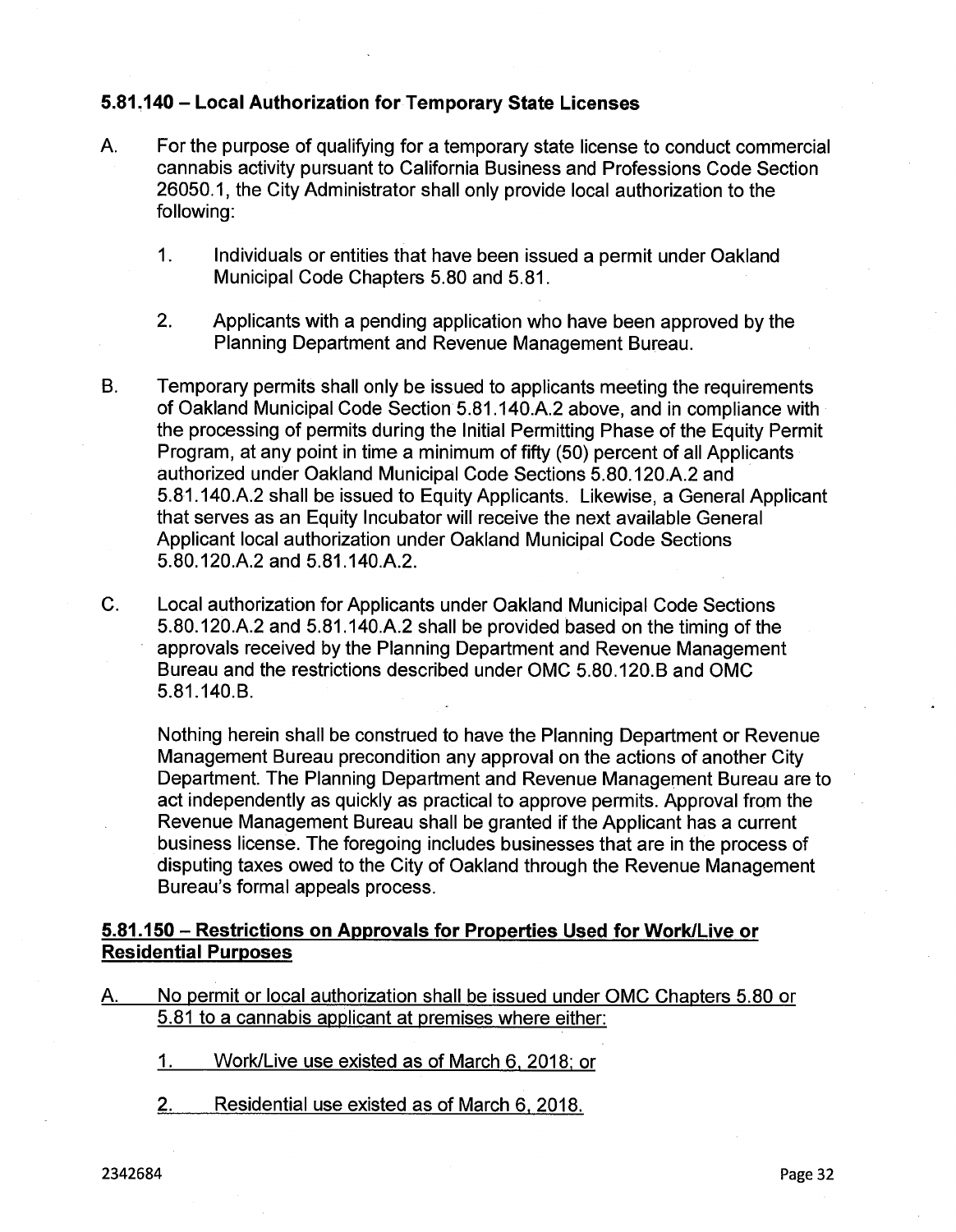### 5.81.140 – Local Authorization for Temporary State Licenses

A. For the purpose of qualifying for a temporary state license to conduct commercial cannabis activity pursuant to California Business and Professions Code Section 26050.1, the City Administrator shall only provide local authorization to the following:

   1. Individuals or entities that have been issued a permit under Oakland Municipal Code Chapters 5.80 and 5.81.

   2. Applicants with a pending application who have been approved by the Planning Department and Revenue Management Bureau.

B. Temporary permits shall only be issued to applicants meeting the requirements of Oakland Municipal Code Section 5.81.140.A.2 above, and in compliance with the processing of permits during the Initial Permitting Phase of the Equity Permit Program, at any point in time a minimum of fifty (50) percent of all Applicants authorized under Oakland Municipal Code Sections 5.80.120.A.2 and 5.81.140.A.2 shall be issued to Equity Applicants. Likewise, a General Applicant that serves as an Equity Incubator will receive the next available General Applicant local authorization under Oakland Municipal Code Sections 5.80.120.A.2 and 5.81.140.A.2.

C. Local authorization for Applicants under Oakland Municipal Code Sections 5.80.120.A.2 and 5.81.140.A.2 shall be provided based on the timing of the approvals received by the Planning Department and Revenue Management Bureau and the restrictions described under OMC 5.80.120.B and OMC 5.81.140.B.

   Nothing herein shall be construed to have the Planning Department or Revenue Management Bureau precondition any approval on the actions of another City Department. The Planning Department and Revenue Management Bureau are to act independently as quickly as practical to approve permits. Approval from the Revenue Management Bureau shall be granted if the Applicant has a current business license. The foregoing includes businesses that are in the process of disputing taxes owed to the City of Oakland through the Revenue Management Bureau's formal appeals process.

### <u>5.81.150 – Restrictions on Approvals for Properties Used for Work/Live or Residential Purposes</u>

<u>A. No permit or local authorization shall be issued under OMC Chapters 5.80 or 5.81 to a cannabis applicant at premises where either:</u>

   <u>1. Work/Live use existed as of March 6, 2018; or</u>

   <u>2. Residential use existed as of March 6, 2018.</u>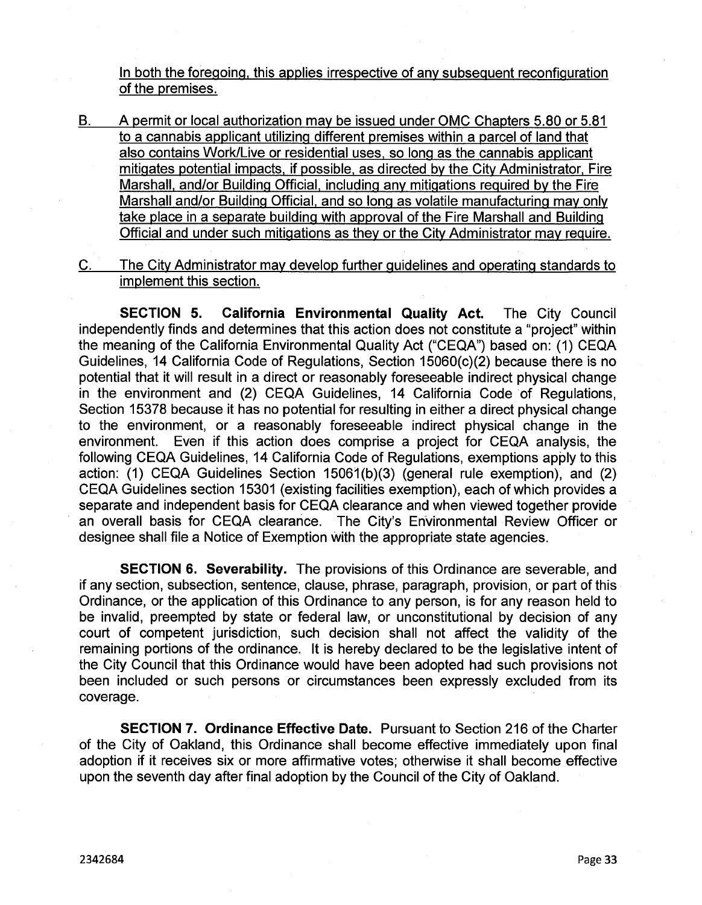In both the foregoing, this applies irrespective of any subsequent reconfiguration of the premises.

B. A permit or local authorization may be issued under OMC Chapters 5.80 or 5.81 to a cannabis applicant utilizing different premises within a parcel of land that also contains Work/Live or residential uses, so long as the cannabis applicant mitigates potential impacts, if possible, as directed by the City Administrator, Fire Marshall, and/or Building Official, including any mitigations required by the Fire Marshall and/or Building Official, and so long as volatile manufacturing may only take place in a separate building with approval of the Fire Marshall and Building Official and under such mitigations as they or the City Administrator may require.

C. The City Administrator may develop further guidelines and operating standards to implement this section.

**SECTION 5. California Environmental Quality Act.** The City Council independently finds and determines that this action does not constitute a "project" within the meaning of the California Environmental Quality Act ("CEQA") based on: (1) CEQA Guidelines, 14 California Code of Regulations, Section 15060(c)(2) because there is no potential that it will result in a direct or reasonably foreseeable indirect physical change in the environment and (2) CEQA Guidelines, 14 California Code of Regulations, Section 15378 because it has no potential for resulting in either a direct physical change to the environment, or a reasonably foreseeable indirect physical change in the environment. Even if this action does comprise a project for CEQA analysis, the following CEQA Guidelines, 14 California Code of Regulations, exemptions apply to this action: (1) CEQA Guidelines Section 15061(b)(3) (general rule exemption), and (2) CEQA Guidelines section 15301 (existing facilities exemption), each of which provides a separate and independent basis for CEQA clearance and when viewed together provide an overall basis for CEQA clearance. The City's Environmental Review Officer or designee shall file a Notice of Exemption with the appropriate state agencies.

**SECTION 6. Severability.** The provisions of this Ordinance are severable, and if any section, subsection, sentence, clause, phrase, paragraph, provision, or part of this Ordinance, or the application of this Ordinance to any person, is for any reason held to be invalid, preempted by state or federal law, or unconstitutional by decision of any court of competent jurisdiction, such decision shall not affect the validity of the remaining portions of the ordinance. It is hereby declared to be the legislative intent of the City Council that this Ordinance would have been adopted had such provisions not been included or such persons or circumstances been expressly excluded from its coverage.

**SECTION 7. Ordinance Effective Date.** Pursuant to Section 216 of the Charter of the City of Oakland, this Ordinance shall become effective immediately upon final adoption if it receives six or more affirmative votes; otherwise it shall become effective upon the seventh day after final adoption by the Council of the City of Oakland.

2342684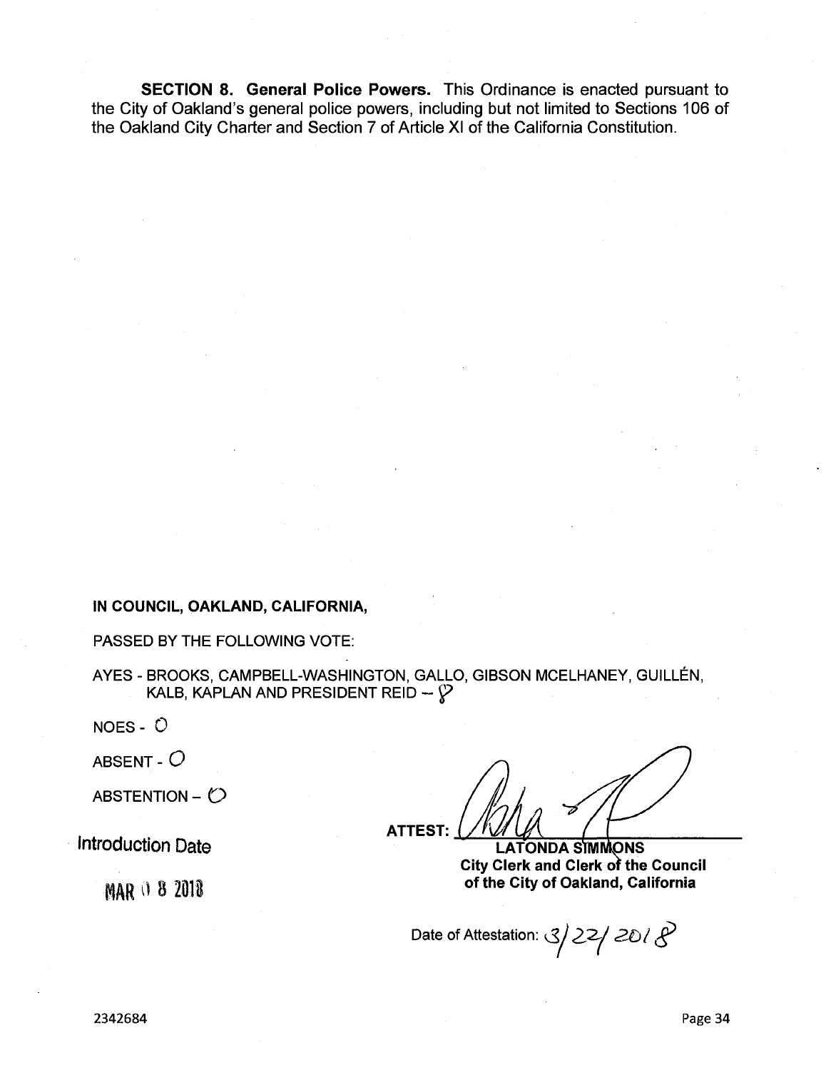**SECTION 8. General Police Powers.** This Ordinance is enacted pursuant to the City of Oakland's general police powers, including but not limited to Sections 106 of the Oakland City Charter and Section 7 of Article XI of the California Constitution.

**IN COUNCIL, OAKLAND, CALIFORNIA,**

PASSED BY THE FOLLOWING VOTE:

AYES - BROOKS, CAMPBELL-WASHINGTON, GALLO, GIBSON MCELHANEY, GUILLÉN, KALB, KAPLAN AND PRESIDENT REID – 8

NOES - 0

ABSENT - 0

ABSTENTION – 0

Introduction Date

MAR 0 8 2018

ATTEST: ______________________

**LATONDA SIMMONS**
**City Clerk and Clerk of the Council**
**of the City of Oakland, California**

Date of Attestation: 3/22/2018

2342684